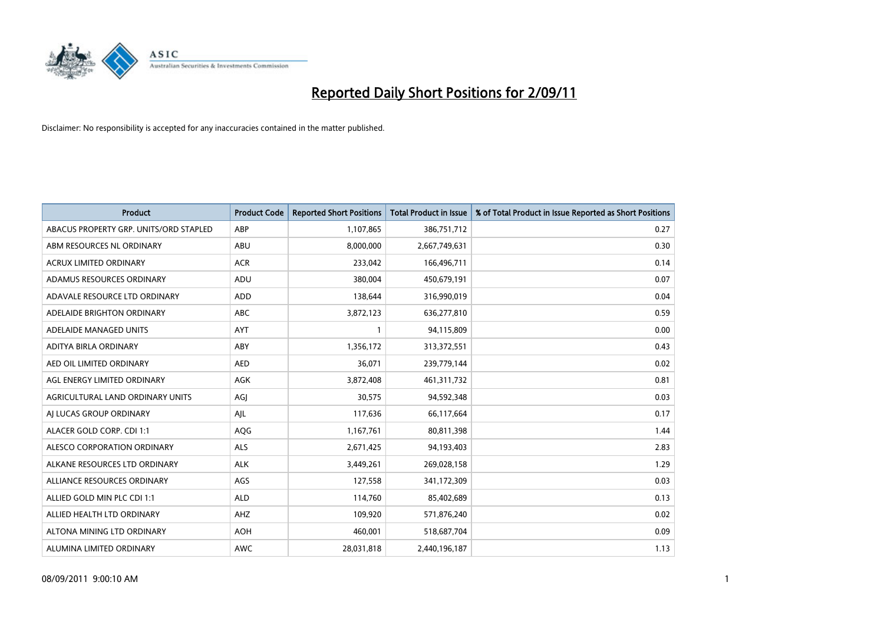# Reported Daily Short Positions for 2/09/11

Disclaimer: No responsibility is accepted for any inaccuracies contained in the matter published.

| Product | Product Code | Reported Short Positions | Total Product in Issue | % of Total Product in Issue Reported as Short Positions |
|---|---|---|---|---|
| ABACUS PROPERTY GRP. UNITS/ORD STAPLED | ABP | 1,107,865 | 386,751,712 | 0.27 |
| ABM RESOURCES NL ORDINARY | ABU | 8,000,000 | 2,667,749,631 | 0.30 |
| ACRUX LIMITED ORDINARY | ACR | 233,042 | 166,496,711 | 0.14 |
| ADAMUS RESOURCES ORDINARY | ADU | 380,004 | 450,679,191 | 0.07 |
| ADAVALE RESOURCE LTD ORDINARY | ADD | 138,644 | 316,990,019 | 0.04 |
| ADELAIDE BRIGHTON ORDINARY | ABC | 3,872,123 | 636,277,810 | 0.59 |
| ADELAIDE MANAGED UNITS | AYT | 1 | 94,115,809 | 0.00 |
| ADITYA BIRLA ORDINARY | ABY | 1,356,172 | 313,372,551 | 0.43 |
| AED OIL LIMITED ORDINARY | AED | 36,071 | 239,779,144 | 0.02 |
| AGL ENERGY LIMITED ORDINARY | AGK | 3,872,408 | 461,311,732 | 0.81 |
| AGRICULTURAL LAND ORDINARY UNITS | AGJ | 30,575 | 94,592,348 | 0.03 |
| AJ LUCAS GROUP ORDINARY | AJL | 117,636 | 66,117,664 | 0.17 |
| ALACER GOLD CORP. CDI 1:1 | AQG | 1,167,761 | 80,811,398 | 1.44 |
| ALESCO CORPORATION ORDINARY | ALS | 2,671,425 | 94,193,403 | 2.83 |
| ALKANE RESOURCES LTD ORDINARY | ALK | 3,449,261 | 269,028,158 | 1.29 |
| ALLIANCE RESOURCES ORDINARY | AGS | 127,558 | 341,172,309 | 0.03 |
| ALLIED GOLD MIN PLC CDI 1:1 | ALD | 114,760 | 85,402,689 | 0.13 |
| ALLIED HEALTH LTD ORDINARY | AHZ | 109,920 | 571,876,240 | 0.02 |
| ALTONA MINING LTD ORDINARY | AOH | 460,001 | 518,687,704 | 0.09 |
| ALUMINA LIMITED ORDINARY | AWC | 28,031,818 | 2,440,196,187 | 1.13 |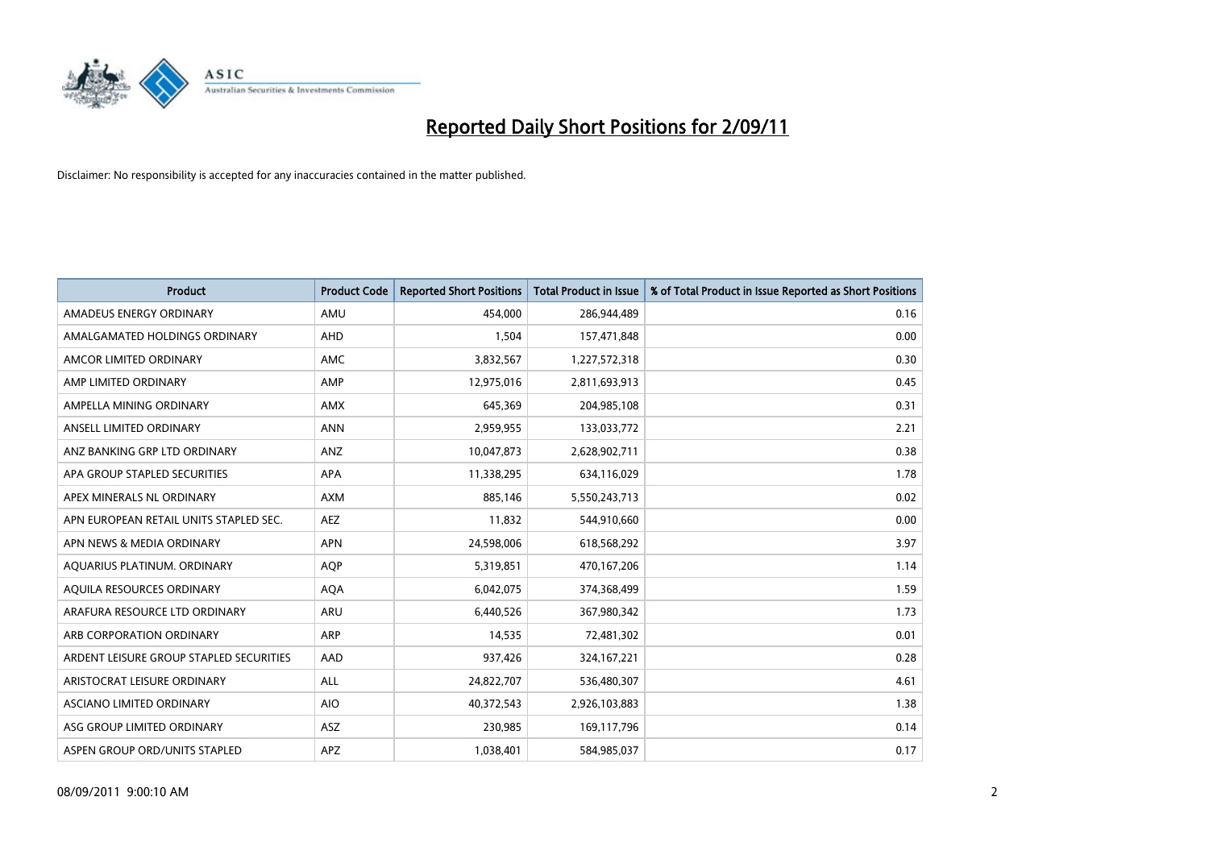# Reported Daily Short Positions for 2/09/11

Disclaimer: No responsibility is accepted for any inaccuracies contained in the matter published.

| Product | Product Code | Reported Short Positions | Total Product in Issue | % of Total Product in Issue Reported as Short Positions |
|---|---|---|---|---|
| AMADEUS ENERGY ORDINARY | AMU | 454,000 | 286,944,489 | 0.16 |
| AMALGAMATED HOLDINGS ORDINARY | AHD | 1,504 | 157,471,848 | 0.00 |
| AMCOR LIMITED ORDINARY | AMC | 3,832,567 | 1,227,572,318 | 0.30 |
| AMP LIMITED ORDINARY | AMP | 12,975,016 | 2,811,693,913 | 0.45 |
| AMPELLA MINING ORDINARY | AMX | 645,369 | 204,985,108 | 0.31 |
| ANSELL LIMITED ORDINARY | ANN | 2,959,955 | 133,033,772 | 2.21 |
| ANZ BANKING GRP LTD ORDINARY | ANZ | 10,047,873 | 2,628,902,711 | 0.38 |
| APA GROUP STAPLED SECURITIES | APA | 11,338,295 | 634,116,029 | 1.78 |
| APEX MINERALS NL ORDINARY | AXM | 885,146 | 5,550,243,713 | 0.02 |
| APN EUROPEAN RETAIL UNITS STAPLED SEC. | AEZ | 11,832 | 544,910,660 | 0.00 |
| APN NEWS & MEDIA ORDINARY | APN | 24,598,006 | 618,568,292 | 3.97 |
| AQUARIUS PLATINUM. ORDINARY | AQP | 5,319,851 | 470,167,206 | 1.14 |
| AQUILA RESOURCES ORDINARY | AQA | 6,042,075 | 374,368,499 | 1.59 |
| ARAFURA RESOURCE LTD ORDINARY | ARU | 6,440,526 | 367,980,342 | 1.73 |
| ARB CORPORATION ORDINARY | ARP | 14,535 | 72,481,302 | 0.01 |
| ARDENT LEISURE GROUP STAPLED SECURITIES | AAD | 937,426 | 324,167,221 | 0.28 |
| ARISTOCRAT LEISURE ORDINARY | ALL | 24,822,707 | 536,480,307 | 4.61 |
| ASCIANO LIMITED ORDINARY | AIO | 40,372,543 | 2,926,103,883 | 1.38 |
| ASG GROUP LIMITED ORDINARY | ASZ | 230,985 | 169,117,796 | 0.14 |
| ASPEN GROUP ORD/UNITS STAPLED | APZ | 1,038,401 | 584,985,037 | 0.17 |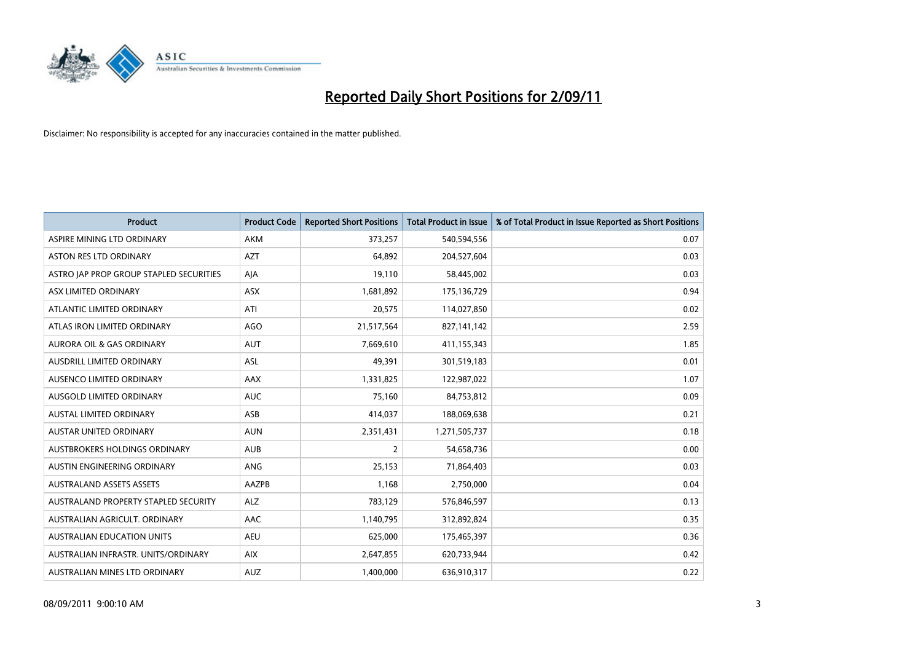# Reported Daily Short Positions for 2/09/11

Disclaimer: No responsibility is accepted for any inaccuracies contained in the matter published.

| Product | Product Code | Reported Short Positions | Total Product in Issue | % of Total Product in Issue Reported as Short Positions |
|---|---|---|---|---|
| ASPIRE MINING LTD ORDINARY | AKM | 373,257 | 540,594,556 | 0.07 |
| ASTON RES LTD ORDINARY | AZT | 64,892 | 204,527,604 | 0.03 |
| ASTRO JAP PROP GROUP STAPLED SECURITIES | AJA | 19,110 | 58,445,002 | 0.03 |
| ASX LIMITED ORDINARY | ASX | 1,681,892 | 175,136,729 | 0.94 |
| ATLANTIC LIMITED ORDINARY | ATI | 20,575 | 114,027,850 | 0.02 |
| ATLAS IRON LIMITED ORDINARY | AGO | 21,517,564 | 827,141,142 | 2.59 |
| AURORA OIL & GAS ORDINARY | AUT | 7,669,610 | 411,155,343 | 1.85 |
| AUSDRILL LIMITED ORDINARY | ASL | 49,391 | 301,519,183 | 0.01 |
| AUSENCO LIMITED ORDINARY | AAX | 1,331,825 | 122,987,022 | 1.07 |
| AUSGOLD LIMITED ORDINARY | AUC | 75,160 | 84,753,812 | 0.09 |
| AUSTAL LIMITED ORDINARY | ASB | 414,037 | 188,069,638 | 0.21 |
| AUSTAR UNITED ORDINARY | AUN | 2,351,431 | 1,271,505,737 | 0.18 |
| AUSTBROKERS HOLDINGS ORDINARY | AUB | 2 | 54,658,736 | 0.00 |
| AUSTIN ENGINEERING ORDINARY | ANG | 25,153 | 71,864,403 | 0.03 |
| AUSTRALAND ASSETS ASSETS | AAZPB | 1,168 | 2,750,000 | 0.04 |
| AUSTRALAND PROPERTY STAPLED SECURITY | ALZ | 783,129 | 576,846,597 | 0.13 |
| AUSTRALIAN AGRICULT. ORDINARY | AAC | 1,140,795 | 312,892,824 | 0.35 |
| AUSTRALIAN EDUCATION UNITS | AEU | 625,000 | 175,465,397 | 0.36 |
| AUSTRALIAN INFRASTR. UNITS/ORDINARY | AIX | 2,647,855 | 620,733,944 | 0.42 |
| AUSTRALIAN MINES LTD ORDINARY | AUZ | 1,400,000 | 636,910,317 | 0.22 |

08/09/2011 9:00:10 AM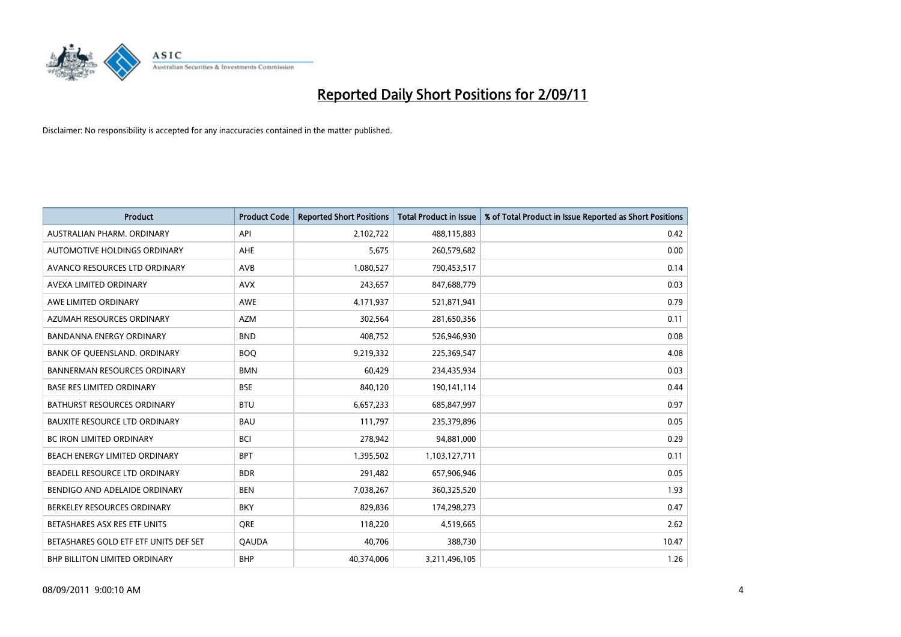# Reported Daily Short Positions for 2/09/11

Disclaimer: No responsibility is accepted for any inaccuracies contained in the matter published.

| Product | Product Code | Reported Short Positions | Total Product in Issue | % of Total Product in Issue Reported as Short Positions |
|---|---|---|---|---|
| AUSTRALIAN PHARM. ORDINARY | API | 2,102,722 | 488,115,883 | 0.42 |
| AUTOMOTIVE HOLDINGS ORDINARY | AHE | 5,675 | 260,579,682 | 0.00 |
| AVANCO RESOURCES LTD ORDINARY | AVB | 1,080,527 | 790,453,517 | 0.14 |
| AVEXA LIMITED ORDINARY | AVX | 243,657 | 847,688,779 | 0.03 |
| AWE LIMITED ORDINARY | AWE | 4,171,937 | 521,871,941 | 0.79 |
| AZUMAH RESOURCES ORDINARY | AZM | 302,564 | 281,650,356 | 0.11 |
| BANDANNA ENERGY ORDINARY | BND | 408,752 | 526,946,930 | 0.08 |
| BANK OF QUEENSLAND. ORDINARY | BOQ | 9,219,332 | 225,369,547 | 4.08 |
| BANNERMAN RESOURCES ORDINARY | BMN | 60,429 | 234,435,934 | 0.03 |
| BASE RES LIMITED ORDINARY | BSE | 840,120 | 190,141,114 | 0.44 |
| BATHURST RESOURCES ORDINARY | BTU | 6,657,233 | 685,847,997 | 0.97 |
| BAUXITE RESOURCE LTD ORDINARY | BAU | 111,797 | 235,379,896 | 0.05 |
| BC IRON LIMITED ORDINARY | BCI | 278,942 | 94,881,000 | 0.29 |
| BEACH ENERGY LIMITED ORDINARY | BPT | 1,395,502 | 1,103,127,711 | 0.11 |
| BEADELL RESOURCE LTD ORDINARY | BDR | 291,482 | 657,906,946 | 0.05 |
| BENDIGO AND ADELAIDE ORDINARY | BEN | 7,038,267 | 360,325,520 | 1.93 |
| BERKELEY RESOURCES ORDINARY | BKY | 829,836 | 174,298,273 | 0.47 |
| BETASHARES ASX RES ETF UNITS | QRE | 118,220 | 4,519,665 | 2.62 |
| BETASHARES GOLD ETF ETF UNITS DEF SET | QAUDA | 40,706 | 388,730 | 10.47 |
| BHP BILLITON LIMITED ORDINARY | BHP | 40,374,006 | 3,211,496,105 | 1.26 |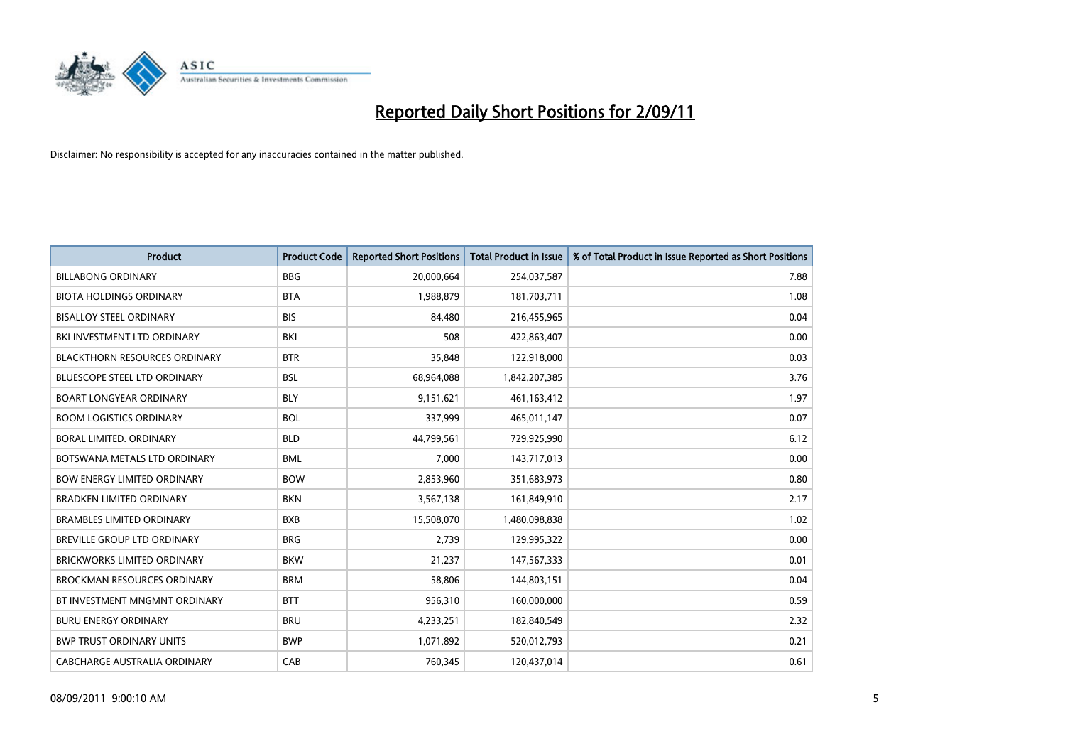# Reported Daily Short Positions for 2/09/11

Disclaimer: No responsibility is accepted for any inaccuracies contained in the matter published.

| Product | Product Code | Reported Short Positions | Total Product in Issue | % of Total Product in Issue Reported as Short Positions |
|---|---|---|---|---|
| BILLABONG ORDINARY | BBG | 20,000,664 | 254,037,587 | 7.88 |
| BIOTA HOLDINGS ORDINARY | BTA | 1,988,879 | 181,703,711 | 1.08 |
| BISALLOY STEEL ORDINARY | BIS | 84,480 | 216,455,965 | 0.04 |
| BKI INVESTMENT LTD ORDINARY | BKI | 508 | 422,863,407 | 0.00 |
| BLACKTHORN RESOURCES ORDINARY | BTR | 35,848 | 122,918,000 | 0.03 |
| BLUESCOPE STEEL LTD ORDINARY | BSL | 68,964,088 | 1,842,207,385 | 3.76 |
| BOART LONGYEAR ORDINARY | BLY | 9,151,621 | 461,163,412 | 1.97 |
| BOOM LOGISTICS ORDINARY | BOL | 337,999 | 465,011,147 | 0.07 |
| BORAL LIMITED. ORDINARY | BLD | 44,799,561 | 729,925,990 | 6.12 |
| BOTSWANA METALS LTD ORDINARY | BML | 7,000 | 143,717,013 | 0.00 |
| BOW ENERGY LIMITED ORDINARY | BOW | 2,853,960 | 351,683,973 | 0.80 |
| BRADKEN LIMITED ORDINARY | BKN | 3,567,138 | 161,849,910 | 2.17 |
| BRAMBLES LIMITED ORDINARY | BXB | 15,508,070 | 1,480,098,838 | 1.02 |
| BREVILLE GROUP LTD ORDINARY | BRG | 2,739 | 129,995,322 | 0.00 |
| BRICKWORKS LIMITED ORDINARY | BKW | 21,237 | 147,567,333 | 0.01 |
| BROCKMAN RESOURCES ORDINARY | BRM | 58,806 | 144,803,151 | 0.04 |
| BT INVESTMENT MNGMNT ORDINARY | BTT | 956,310 | 160,000,000 | 0.59 |
| BURU ENERGY ORDINARY | BRU | 4,233,251 | 182,840,549 | 2.32 |
| BWP TRUST ORDINARY UNITS | BWP | 1,071,892 | 520,012,793 | 0.21 |
| CABCHARGE AUSTRALIA ORDINARY | CAB | 760,345 | 120,437,014 | 0.61 |

08/09/2011 9:00:10 AM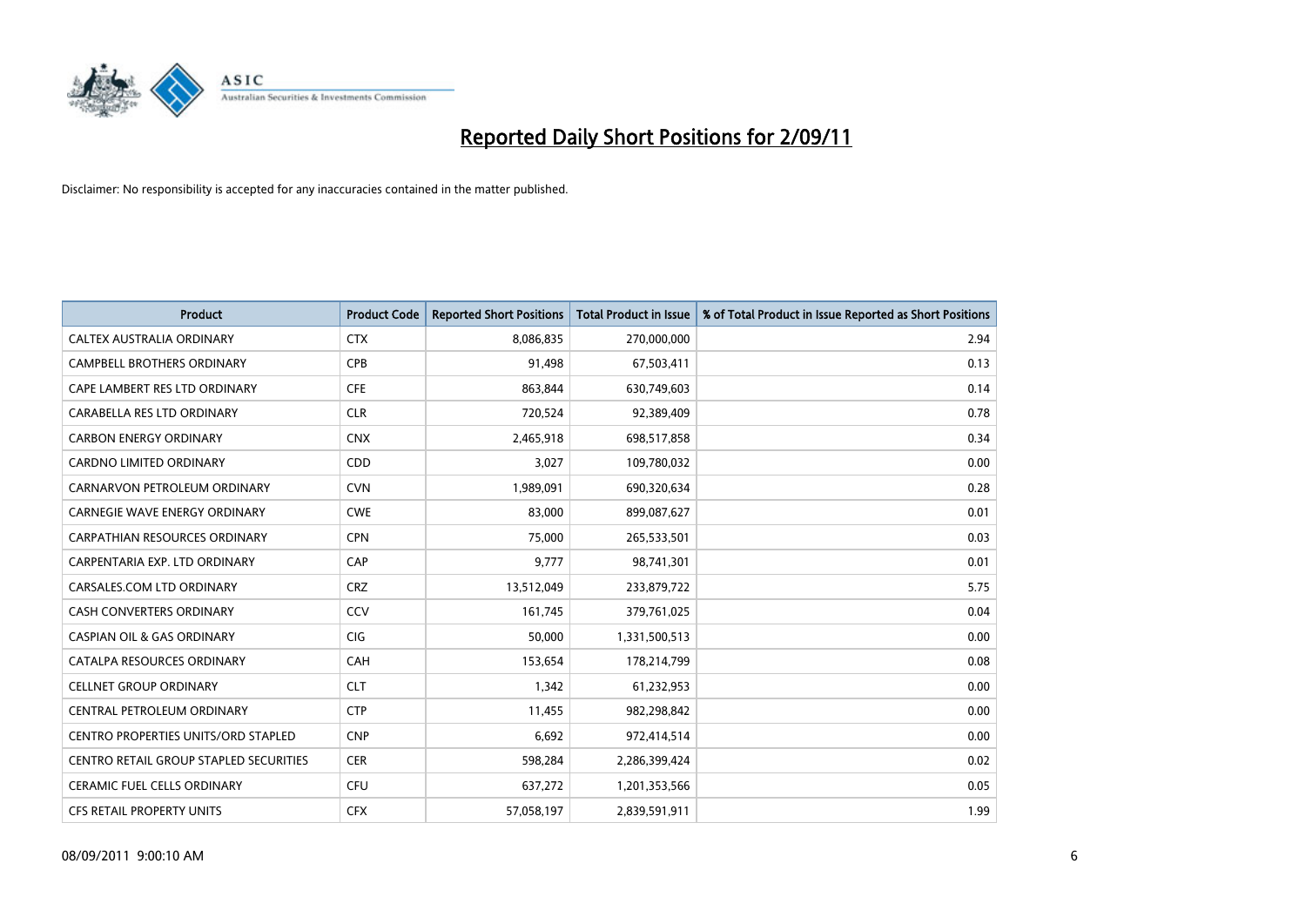# Reported Daily Short Positions for 2/09/11

Disclaimer: No responsibility is accepted for any inaccuracies contained in the matter published.

| Product | Product Code | Reported Short Positions | Total Product in Issue | % of Total Product in Issue Reported as Short Positions |
|---|---|---|---|---|
| CALTEX AUSTRALIA ORDINARY | CTX | 8,086,835 | 270,000,000 | 2.94 |
| CAMPBELL BROTHERS ORDINARY | CPB | 91,498 | 67,503,411 | 0.13 |
| CAPE LAMBERT RES LTD ORDINARY | CFE | 863,844 | 630,749,603 | 0.14 |
| CARABELLA RES LTD ORDINARY | CLR | 720,524 | 92,389,409 | 0.78 |
| CARBON ENERGY ORDINARY | CNX | 2,465,918 | 698,517,858 | 0.34 |
| CARDNO LIMITED ORDINARY | CDD | 3,027 | 109,780,032 | 0.00 |
| CARNARVON PETROLEUM ORDINARY | CVN | 1,989,091 | 690,320,634 | 0.28 |
| CARNEGIE WAVE ENERGY ORDINARY | CWE | 83,000 | 899,087,627 | 0.01 |
| CARPATHIAN RESOURCES ORDINARY | CPN | 75,000 | 265,533,501 | 0.03 |
| CARPENTARIA EXP. LTD ORDINARY | CAP | 9,777 | 98,741,301 | 0.01 |
| CARSALES.COM LTD ORDINARY | CRZ | 13,512,049 | 233,879,722 | 5.75 |
| CASH CONVERTERS ORDINARY | CCV | 161,745 | 379,761,025 | 0.04 |
| CASPIAN OIL & GAS ORDINARY | CIG | 50,000 | 1,331,500,513 | 0.00 |
| CATALPA RESOURCES ORDINARY | CAH | 153,654 | 178,214,799 | 0.08 |
| CELLNET GROUP ORDINARY | CLT | 1,342 | 61,232,953 | 0.00 |
| CENTRAL PETROLEUM ORDINARY | CTP | 11,455 | 982,298,842 | 0.00 |
| CENTRO PROPERTIES UNITS/ORD STAPLED | CNP | 6,692 | 972,414,514 | 0.00 |
| CENTRO RETAIL GROUP STAPLED SECURITIES | CER | 598,284 | 2,286,399,424 | 0.02 |
| CERAMIC FUEL CELLS ORDINARY | CFU | 637,272 | 1,201,353,566 | 0.05 |
| CFS RETAIL PROPERTY UNITS | CFX | 57,058,197 | 2,839,591,911 | 1.99 |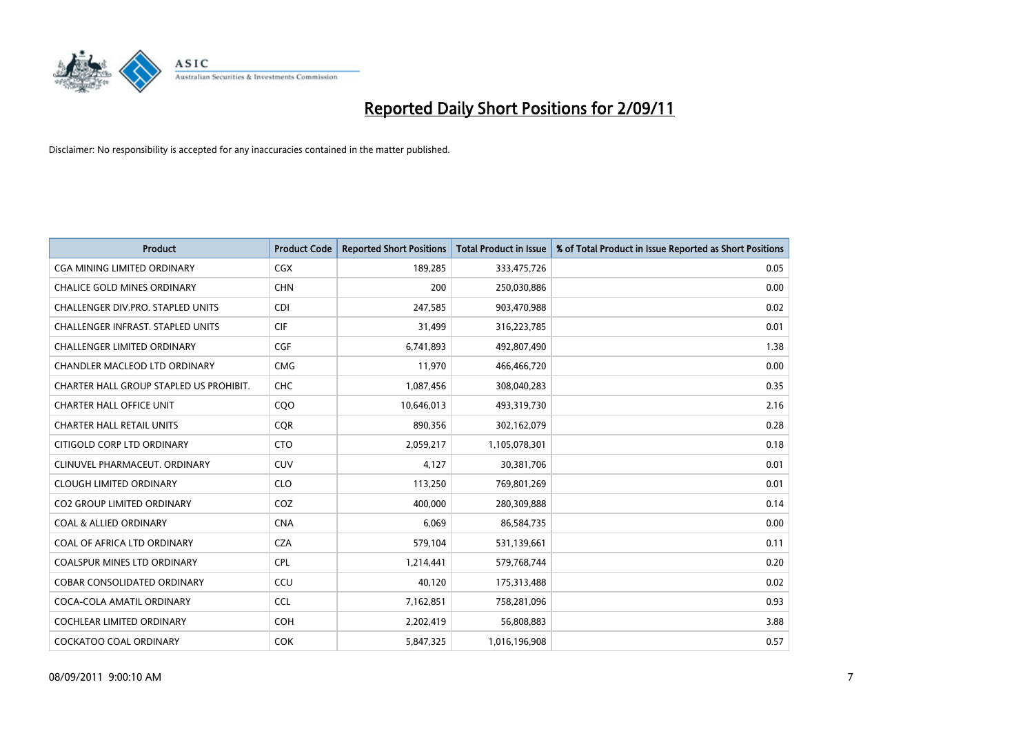# Reported Daily Short Positions for 2/09/11

Disclaimer: No responsibility is accepted for any inaccuracies contained in the matter published.

| Product | Product Code | Reported Short Positions | Total Product in Issue | % of Total Product in Issue Reported as Short Positions |
|---|---|---|---|---|
| CGA MINING LIMITED ORDINARY | CGX | 189,285 | 333,475,726 | 0.05 |
| CHALICE GOLD MINES ORDINARY | CHN | 200 | 250,030,886 | 0.00 |
| CHALLENGER DIV.PRO. STAPLED UNITS | CDI | 247,585 | 903,470,988 | 0.02 |
| CHALLENGER INFRAST. STAPLED UNITS | CIF | 31,499 | 316,223,785 | 0.01 |
| CHALLENGER LIMITED ORDINARY | CGF | 6,741,893 | 492,807,490 | 1.38 |
| CHANDLER MACLEOD LTD ORDINARY | CMG | 11,970 | 466,466,720 | 0.00 |
| CHARTER HALL GROUP STAPLED US PROHIBIT. | CHC | 1,087,456 | 308,040,283 | 0.35 |
| CHARTER HALL OFFICE UNIT | CQO | 10,646,013 | 493,319,730 | 2.16 |
| CHARTER HALL RETAIL UNITS | CQR | 890,356 | 302,162,079 | 0.28 |
| CITIGOLD CORP LTD ORDINARY | CTO | 2,059,217 | 1,105,078,301 | 0.18 |
| CLINUVEL PHARMACEUT. ORDINARY | CUV | 4,127 | 30,381,706 | 0.01 |
| CLOUGH LIMITED ORDINARY | CLO | 113,250 | 769,801,269 | 0.01 |
| CO2 GROUP LIMITED ORDINARY | COZ | 400,000 | 280,309,888 | 0.14 |
| COAL & ALLIED ORDINARY | CNA | 6,069 | 86,584,735 | 0.00 |
| COAL OF AFRICA LTD ORDINARY | CZA | 579,104 | 531,139,661 | 0.11 |
| COALSPUR MINES LTD ORDINARY | CPL | 1,214,441 | 579,768,744 | 0.20 |
| COBAR CONSOLIDATED ORDINARY | CCU | 40,120 | 175,313,488 | 0.02 |
| COCA-COLA AMATIL ORDINARY | CCL | 7,162,851 | 758,281,096 | 0.93 |
| COCHLEAR LIMITED ORDINARY | COH | 2,202,419 | 56,808,883 | 3.88 |
| COCKATOO COAL ORDINARY | COK | 5,847,325 | 1,016,196,908 | 0.57 |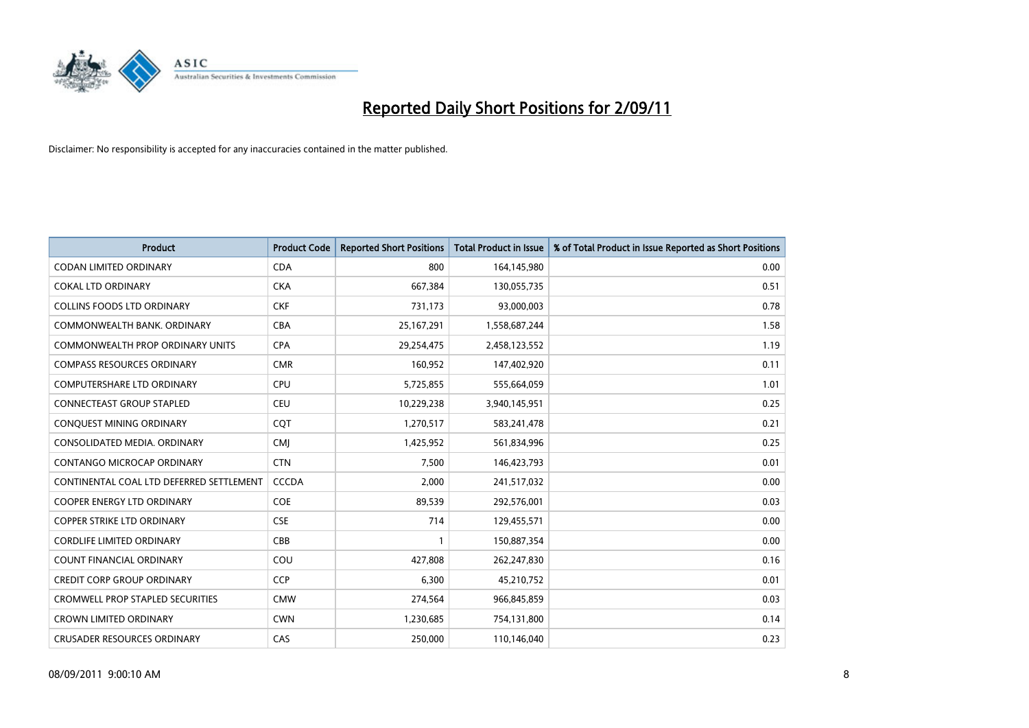# Reported Daily Short Positions for 2/09/11

Disclaimer: No responsibility is accepted for any inaccuracies contained in the matter published.

| Product | Product Code | Reported Short Positions | Total Product in Issue | % of Total Product in Issue Reported as Short Positions |
|---|---|---|---|---|
| CODAN LIMITED ORDINARY | CDA | 800 | 164,145,980 | 0.00 |
| COKAL LTD ORDINARY | CKA | 667,384 | 130,055,735 | 0.51 |
| COLLINS FOODS LTD ORDINARY | CKF | 731,173 | 93,000,003 | 0.78 |
| COMMONWEALTH BANK. ORDINARY | CBA | 25,167,291 | 1,558,687,244 | 1.58 |
| COMMONWEALTH PROP ORDINARY UNITS | CPA | 29,254,475 | 2,458,123,552 | 1.19 |
| COMPASS RESOURCES ORDINARY | CMR | 160,952 | 147,402,920 | 0.11 |
| COMPUTERSHARE LTD ORDINARY | CPU | 5,725,855 | 555,664,059 | 1.01 |
| CONNECTEAST GROUP STAPLED | CEU | 10,229,238 | 3,940,145,951 | 0.25 |
| CONQUEST MINING ORDINARY | CQT | 1,270,517 | 583,241,478 | 0.21 |
| CONSOLIDATED MEDIA. ORDINARY | CMJ | 1,425,952 | 561,834,996 | 0.25 |
| CONTANGO MICROCAP ORDINARY | CTN | 7,500 | 146,423,793 | 0.01 |
| CONTINENTAL COAL LTD DEFERRED SETTLEMENT | CCCDA | 2,000 | 241,517,032 | 0.00 |
| COOPER ENERGY LTD ORDINARY | COE | 89,539 | 292,576,001 | 0.03 |
| COPPER STRIKE LTD ORDINARY | CSE | 714 | 129,455,571 | 0.00 |
| CORDLIFE LIMITED ORDINARY | CBB | 1 | 150,887,354 | 0.00 |
| COUNT FINANCIAL ORDINARY | COU | 427,808 | 262,247,830 | 0.16 |
| CREDIT CORP GROUP ORDINARY | CCP | 6,300 | 45,210,752 | 0.01 |
| CROMWELL PROP STAPLED SECURITIES | CMW | 274,564 | 966,845,859 | 0.03 |
| CROWN LIMITED ORDINARY | CWN | 1,230,685 | 754,131,800 | 0.14 |
| CRUSADER RESOURCES ORDINARY | CAS | 250,000 | 110,146,040 | 0.23 |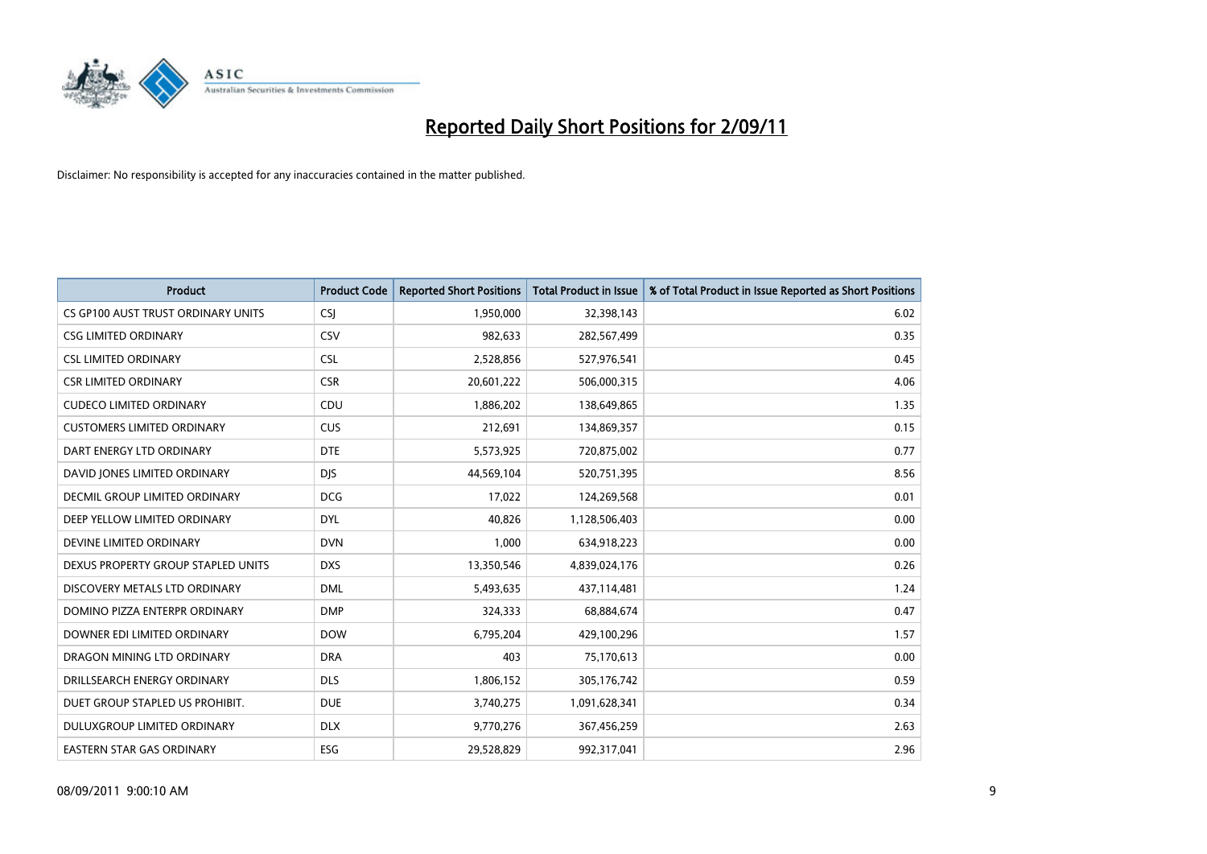# Reported Daily Short Positions for 2/09/11

Disclaimer: No responsibility is accepted for any inaccuracies contained in the matter published.

| Product | Product Code | Reported Short Positions | Total Product in Issue | % of Total Product in Issue Reported as Short Positions |
|---|---|---|---|---|
| CS GP100 AUST TRUST ORDINARY UNITS | CSJ | 1,950,000 | 32,398,143 | 6.02 |
| CSG LIMITED ORDINARY | CSV | 982,633 | 282,567,499 | 0.35 |
| CSL LIMITED ORDINARY | CSL | 2,528,856 | 527,976,541 | 0.45 |
| CSR LIMITED ORDINARY | CSR | 20,601,222 | 506,000,315 | 4.06 |
| CUDECO LIMITED ORDINARY | CDU | 1,886,202 | 138,649,865 | 1.35 |
| CUSTOMERS LIMITED ORDINARY | CUS | 212,691 | 134,869,357 | 0.15 |
| DART ENERGY LTD ORDINARY | DTE | 5,573,925 | 720,875,002 | 0.77 |
| DAVID JONES LIMITED ORDINARY | DJS | 44,569,104 | 520,751,395 | 8.56 |
| DECMIL GROUP LIMITED ORDINARY | DCG | 17,022 | 124,269,568 | 0.01 |
| DEEP YELLOW LIMITED ORDINARY | DYL | 40,826 | 1,128,506,403 | 0.00 |
| DEVINE LIMITED ORDINARY | DVN | 1,000 | 634,918,223 | 0.00 |
| DEXUS PROPERTY GROUP STAPLED UNITS | DXS | 13,350,546 | 4,839,024,176 | 0.26 |
| DISCOVERY METALS LTD ORDINARY | DML | 5,493,635 | 437,114,481 | 1.24 |
| DOMINO PIZZA ENTERPR ORDINARY | DMP | 324,333 | 68,884,674 | 0.47 |
| DOWNER EDI LIMITED ORDINARY | DOW | 6,795,204 | 429,100,296 | 1.57 |
| DRAGON MINING LTD ORDINARY | DRA | 403 | 75,170,613 | 0.00 |
| DRILLSEARCH ENERGY ORDINARY | DLS | 1,806,152 | 305,176,742 | 0.59 |
| DUET GROUP STAPLED US PROHIBIT. | DUE | 3,740,275 | 1,091,628,341 | 0.34 |
| DULUXGROUP LIMITED ORDINARY | DLX | 9,770,276 | 367,456,259 | 2.63 |
| EASTERN STAR GAS ORDINARY | ESG | 29,528,829 | 992,317,041 | 2.96 |

08/09/2011 9:00:10 AM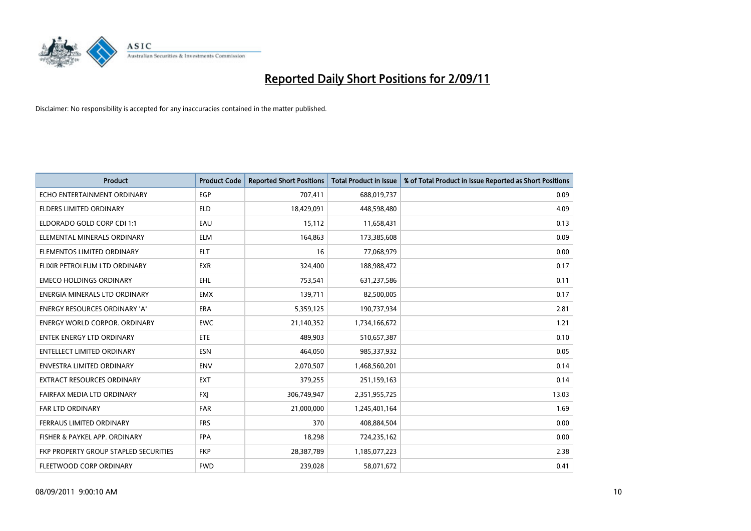# Reported Daily Short Positions for 2/09/11

Disclaimer: No responsibility is accepted for any inaccuracies contained in the matter published.

| Product | Product Code | Reported Short Positions | Total Product in Issue | % of Total Product in Issue Reported as Short Positions |
|---|---|---|---|---|
| ECHO ENTERTAINMENT ORDINARY | EGP | 707,411 | 688,019,737 | 0.09 |
| ELDERS LIMITED ORDINARY | ELD | 18,429,091 | 448,598,480 | 4.09 |
| ELDORADO GOLD CORP CDI 1:1 | EAU | 15,112 | 11,658,431 | 0.13 |
| ELEMENTAL MINERALS ORDINARY | ELM | 164,863 | 173,385,608 | 0.09 |
| ELEMENTOS LIMITED ORDINARY | ELT | 16 | 77,068,979 | 0.00 |
| ELIXIR PETROLEUM LTD ORDINARY | EXR | 324,400 | 188,988,472 | 0.17 |
| EMECO HOLDINGS ORDINARY | EHL | 753,541 | 631,237,586 | 0.11 |
| ENERGIA MINERALS LTD ORDINARY | EMX | 139,711 | 82,500,005 | 0.17 |
| ENERGY RESOURCES ORDINARY 'A' | ERA | 5,359,125 | 190,737,934 | 2.81 |
| ENERGY WORLD CORPOR. ORDINARY | EWC | 21,140,352 | 1,734,166,672 | 1.21 |
| ENTEK ENERGY LTD ORDINARY | ETE | 489,903 | 510,657,387 | 0.10 |
| ENTELLECT LIMITED ORDINARY | ESN | 464,050 | 985,337,932 | 0.05 |
| ENVESTRA LIMITED ORDINARY | ENV | 2,070,507 | 1,468,560,201 | 0.14 |
| EXTRACT RESOURCES ORDINARY | EXT | 379,255 | 251,159,163 | 0.14 |
| FAIRFAX MEDIA LTD ORDINARY | FXJ | 306,749,947 | 2,351,955,725 | 13.03 |
| FAR LTD ORDINARY | FAR | 21,000,000 | 1,245,401,164 | 1.69 |
| FERRAUS LIMITED ORDINARY | FRS | 370 | 408,884,504 | 0.00 |
| FISHER & PAYKEL APP. ORDINARY | FPA | 18,298 | 724,235,162 | 0.00 |
| FKP PROPERTY GROUP STAPLED SECURITIES | FKP | 28,387,789 | 1,185,077,223 | 2.38 |
| FLEETWOOD CORP ORDINARY | FWD | 239,028 | 58,071,672 | 0.41 |

08/09/2011 9:00:10 AM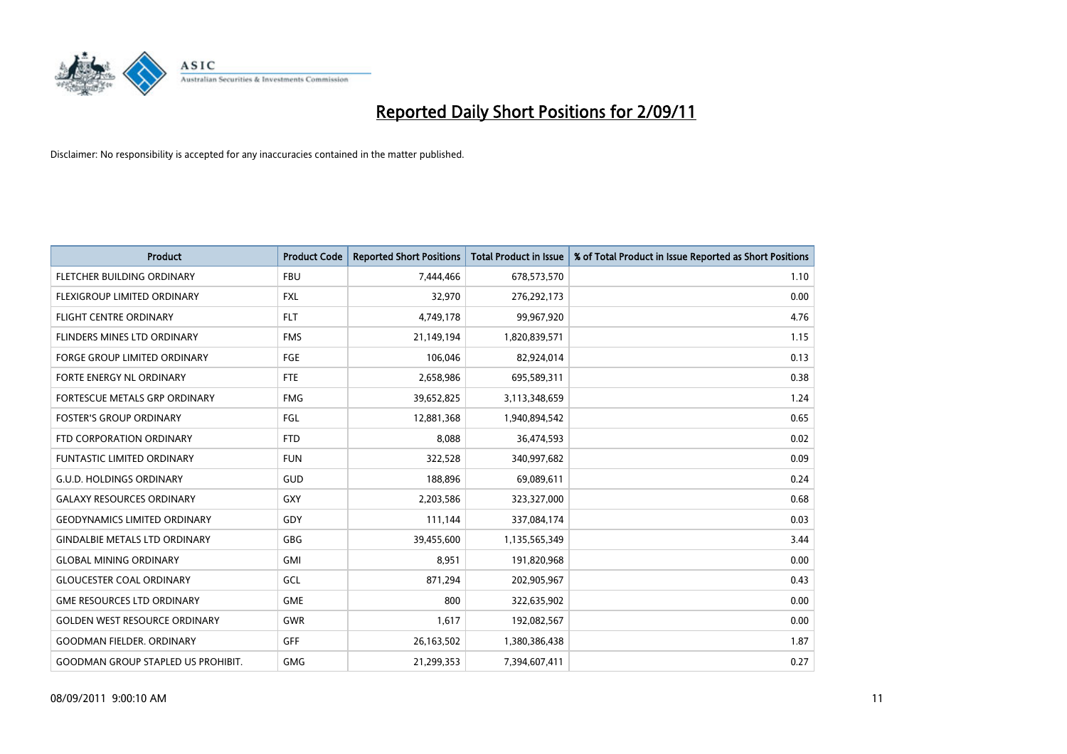# Reported Daily Short Positions for 2/09/11

Disclaimer: No responsibility is accepted for any inaccuracies contained in the matter published.

| Product | Product Code | Reported Short Positions | Total Product in Issue | % of Total Product in Issue Reported as Short Positions |
|---|---|---|---|---|
| FLETCHER BUILDING ORDINARY | FBU | 7,444,466 | 678,573,570 | 1.10 |
| FLEXIGROUP LIMITED ORDINARY | FXL | 32,970 | 276,292,173 | 0.00 |
| FLIGHT CENTRE ORDINARY | FLT | 4,749,178 | 99,967,920 | 4.76 |
| FLINDERS MINES LTD ORDINARY | FMS | 21,149,194 | 1,820,839,571 | 1.15 |
| FORGE GROUP LIMITED ORDINARY | FGE | 106,046 | 82,924,014 | 0.13 |
| FORTE ENERGY NL ORDINARY | FTE | 2,658,986 | 695,589,311 | 0.38 |
| FORTESCUE METALS GRP ORDINARY | FMG | 39,652,825 | 3,113,348,659 | 1.24 |
| FOSTER'S GROUP ORDINARY | FGL | 12,881,368 | 1,940,894,542 | 0.65 |
| FTD CORPORATION ORDINARY | FTD | 8,088 | 36,474,593 | 0.02 |
| FUNTASTIC LIMITED ORDINARY | FUN | 322,528 | 340,997,682 | 0.09 |
| G.U.D. HOLDINGS ORDINARY | GUD | 188,896 | 69,089,611 | 0.24 |
| GALAXY RESOURCES ORDINARY | GXY | 2,203,586 | 323,327,000 | 0.68 |
| GEODYNAMICS LIMITED ORDINARY | GDY | 111,144 | 337,084,174 | 0.03 |
| GINDALBIE METALS LTD ORDINARY | GBG | 39,455,600 | 1,135,565,349 | 3.44 |
| GLOBAL MINING ORDINARY | GMI | 8,951 | 191,820,968 | 0.00 |
| GLOUCESTER COAL ORDINARY | GCL | 871,294 | 202,905,967 | 0.43 |
| GME RESOURCES LTD ORDINARY | GME | 800 | 322,635,902 | 0.00 |
| GOLDEN WEST RESOURCE ORDINARY | GWR | 1,617 | 192,082,567 | 0.00 |
| GOODMAN FIELDER. ORDINARY | GFF | 26,163,502 | 1,380,386,438 | 1.87 |
| GOODMAN GROUP STAPLED US PROHIBIT. | GMG | 21,299,353 | 7,394,607,411 | 0.27 |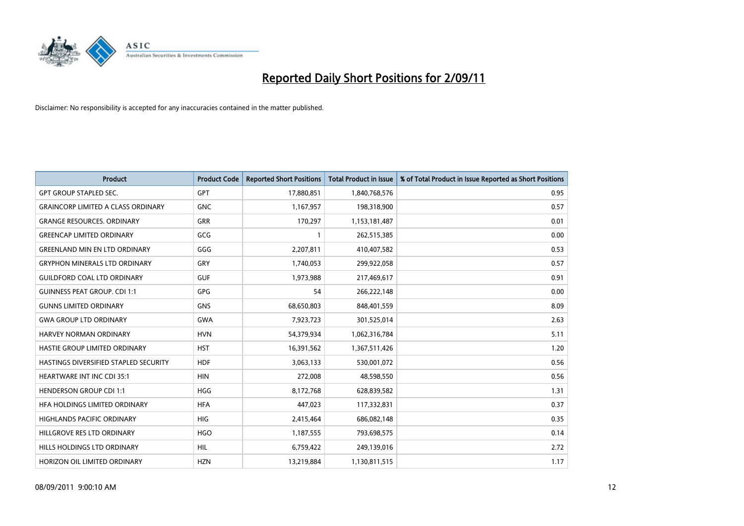# Reported Daily Short Positions for 2/09/11

Disclaimer: No responsibility is accepted for any inaccuracies contained in the matter published.

| Product | Product Code | Reported Short Positions | Total Product in Issue | % of Total Product in Issue Reported as Short Positions |
|---|---|---|---|---|
| GPT GROUP STAPLED SEC. | GPT | 17,880,851 | 1,840,768,576 | 0.95 |
| GRAINCORP LIMITED A CLASS ORDINARY | GNC | 1,167,957 | 198,318,900 | 0.57 |
| GRANGE RESOURCES. ORDINARY | GRR | 170,297 | 1,153,181,487 | 0.01 |
| GREENCAP LIMITED ORDINARY | GCG | 1 | 262,515,385 | 0.00 |
| GREENLAND MIN EN LTD ORDINARY | GGG | 2,207,811 | 410,407,582 | 0.53 |
| GRYPHON MINERALS LTD ORDINARY | GRY | 1,740,053 | 299,922,058 | 0.57 |
| GUILDFORD COAL LTD ORDINARY | GUF | 1,973,988 | 217,469,617 | 0.91 |
| GUINNESS PEAT GROUP. CDI 1:1 | GPG | 54 | 266,222,148 | 0.00 |
| GUNNS LIMITED ORDINARY | GNS | 68,650,803 | 848,401,559 | 8.09 |
| GWA GROUP LTD ORDINARY | GWA | 7,923,723 | 301,525,014 | 2.63 |
| HARVEY NORMAN ORDINARY | HVN | 54,379,934 | 1,062,316,784 | 5.11 |
| HASTIE GROUP LIMITED ORDINARY | HST | 16,391,562 | 1,367,511,426 | 1.20 |
| HASTINGS DIVERSIFIED STAPLED SECURITY | HDF | 3,063,133 | 530,001,072 | 0.56 |
| HEARTWARE INT INC CDI 35:1 | HIN | 272,008 | 48,598,550 | 0.56 |
| HENDERSON GROUP CDI 1:1 | HGG | 8,172,768 | 628,839,582 | 1.31 |
| HFA HOLDINGS LIMITED ORDINARY | HFA | 447,023 | 117,332,831 | 0.37 |
| HIGHLANDS PACIFIC ORDINARY | HIG | 2,415,464 | 686,082,148 | 0.35 |
| HILLGROVE RES LTD ORDINARY | HGO | 1,187,555 | 793,698,575 | 0.14 |
| HILLS HOLDINGS LTD ORDINARY | HIL | 6,759,422 | 249,139,016 | 2.72 |
| HORIZON OIL LIMITED ORDINARY | HZN | 13,219,884 | 1,130,811,515 | 1.17 |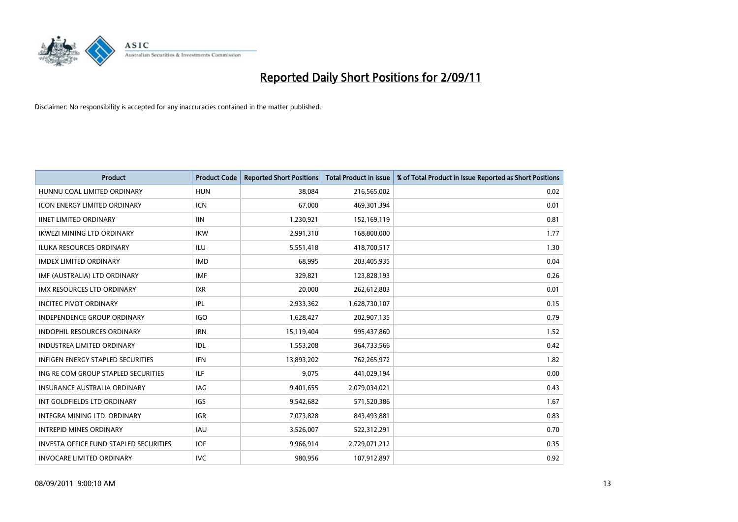# Reported Daily Short Positions for 2/09/11

Disclaimer: No responsibility is accepted for any inaccuracies contained in the matter published.

| Product | Product Code | Reported Short Positions | Total Product in Issue | % of Total Product in Issue Reported as Short Positions |
|---|---|---|---|---|
| HUNNU COAL LIMITED ORDINARY | HUN | 38,084 | 216,565,002 | 0.02 |
| ICON ENERGY LIMITED ORDINARY | ICN | 67,000 | 469,301,394 | 0.01 |
| IINET LIMITED ORDINARY | IIN | 1,230,921 | 152,169,119 | 0.81 |
| IKWEZI MINING LTD ORDINARY | IKW | 2,991,310 | 168,800,000 | 1.77 |
| ILUKA RESOURCES ORDINARY | ILU | 5,551,418 | 418,700,517 | 1.30 |
| IMDEX LIMITED ORDINARY | IMD | 68,995 | 203,405,935 | 0.04 |
| IMF (AUSTRALIA) LTD ORDINARY | IMF | 329,821 | 123,828,193 | 0.26 |
| IMX RESOURCES LTD ORDINARY | IXR | 20,000 | 262,612,803 | 0.01 |
| INCITEC PIVOT ORDINARY | IPL | 2,933,362 | 1,628,730,107 | 0.15 |
| INDEPENDENCE GROUP ORDINARY | IGO | 1,628,427 | 202,907,135 | 0.79 |
| INDOPHIL RESOURCES ORDINARY | IRN | 15,119,404 | 995,437,860 | 1.52 |
| INDUSTREA LIMITED ORDINARY | IDL | 1,553,208 | 364,733,566 | 0.42 |
| INFIGEN ENERGY STAPLED SECURITIES | IFN | 13,893,202 | 762,265,972 | 1.82 |
| ING RE COM GROUP STAPLED SECURITIES | ILF | 9,075 | 441,029,194 | 0.00 |
| INSURANCE AUSTRALIA ORDINARY | IAG | 9,401,655 | 2,079,034,021 | 0.43 |
| INT GOLDFIELDS LTD ORDINARY | IGS | 9,542,682 | 571,520,386 | 1.67 |
| INTEGRA MINING LTD. ORDINARY | IGR | 7,073,828 | 843,493,881 | 0.83 |
| INTREPID MINES ORDINARY | IAU | 3,526,007 | 522,312,291 | 0.70 |
| INVESTA OFFICE FUND STAPLED SECURITIES | IOF | 9,966,914 | 2,729,071,212 | 0.35 |
| INVOCARE LIMITED ORDINARY | IVC | 980,956 | 107,912,897 | 0.92 |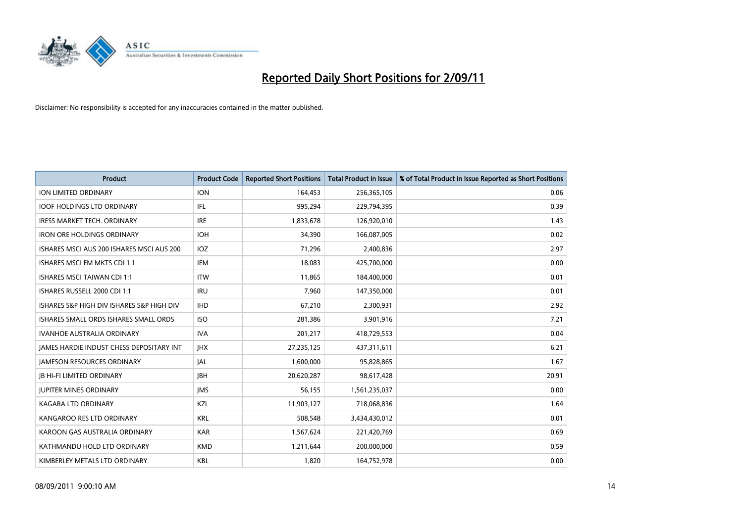# Reported Daily Short Positions for 2/09/11

Disclaimer: No responsibility is accepted for any inaccuracies contained in the matter published.

| Product | Product Code | Reported Short Positions | Total Product in Issue | % of Total Product in Issue Reported as Short Positions |
|---|---|---|---|---|
| ION LIMITED ORDINARY | ION | 164,453 | 256,365,105 | 0.06 |
| IOOF HOLDINGS LTD ORDINARY | IFL | 995,294 | 229,794,395 | 0.39 |
| IRESS MARKET TECH. ORDINARY | IRE | 1,833,678 | 126,920,010 | 1.43 |
| IRON ORE HOLDINGS ORDINARY | IOH | 34,390 | 166,087,005 | 0.02 |
| ISHARES MSCI AUS 200 ISHARES MSCI AUS 200 | IOZ | 71,296 | 2,400,836 | 2.97 |
| ISHARES MSCI EM MKTS CDI 1:1 | IEM | 18,083 | 425,700,000 | 0.00 |
| ISHARES MSCI TAIWAN CDI 1:1 | ITW | 11,865 | 184,400,000 | 0.01 |
| ISHARES RUSSELL 2000 CDI 1:1 | IRU | 7,960 | 147,350,000 | 0.01 |
| ISHARES S&P HIGH DIV ISHARES S&P HIGH DIV | IHD | 67,210 | 2,300,931 | 2.92 |
| ISHARES SMALL ORDS ISHARES SMALL ORDS | ISO | 281,386 | 3,901,916 | 7.21 |
| IVANHOE AUSTRALIA ORDINARY | IVA | 201,217 | 418,729,553 | 0.04 |
| JAMES HARDIE INDUST CHESS DEPOSITARY INT | JHX | 27,235,125 | 437,311,611 | 6.21 |
| JAMESON RESOURCES ORDINARY | JAL | 1,600,000 | 95,828,865 | 1.67 |
| JB HI-FI LIMITED ORDINARY | JBH | 20,620,287 | 98,617,428 | 20.91 |
| JUPITER MINES ORDINARY | JMS | 56,155 | 1,561,235,037 | 0.00 |
| KAGARA LTD ORDINARY | KZL | 11,903,127 | 718,068,836 | 1.64 |
| KANGAROO RES LTD ORDINARY | KRL | 508,548 | 3,434,430,012 | 0.01 |
| KAROON GAS AUSTRALIA ORDINARY | KAR | 1,567,624 | 221,420,769 | 0.69 |
| KATHMANDU HOLD LTD ORDINARY | KMD | 1,211,644 | 200,000,000 | 0.59 |
| KIMBERLEY METALS LTD ORDINARY | KBL | 1,820 | 164,752,978 | 0.00 |

08/09/2011 9:00:10 AM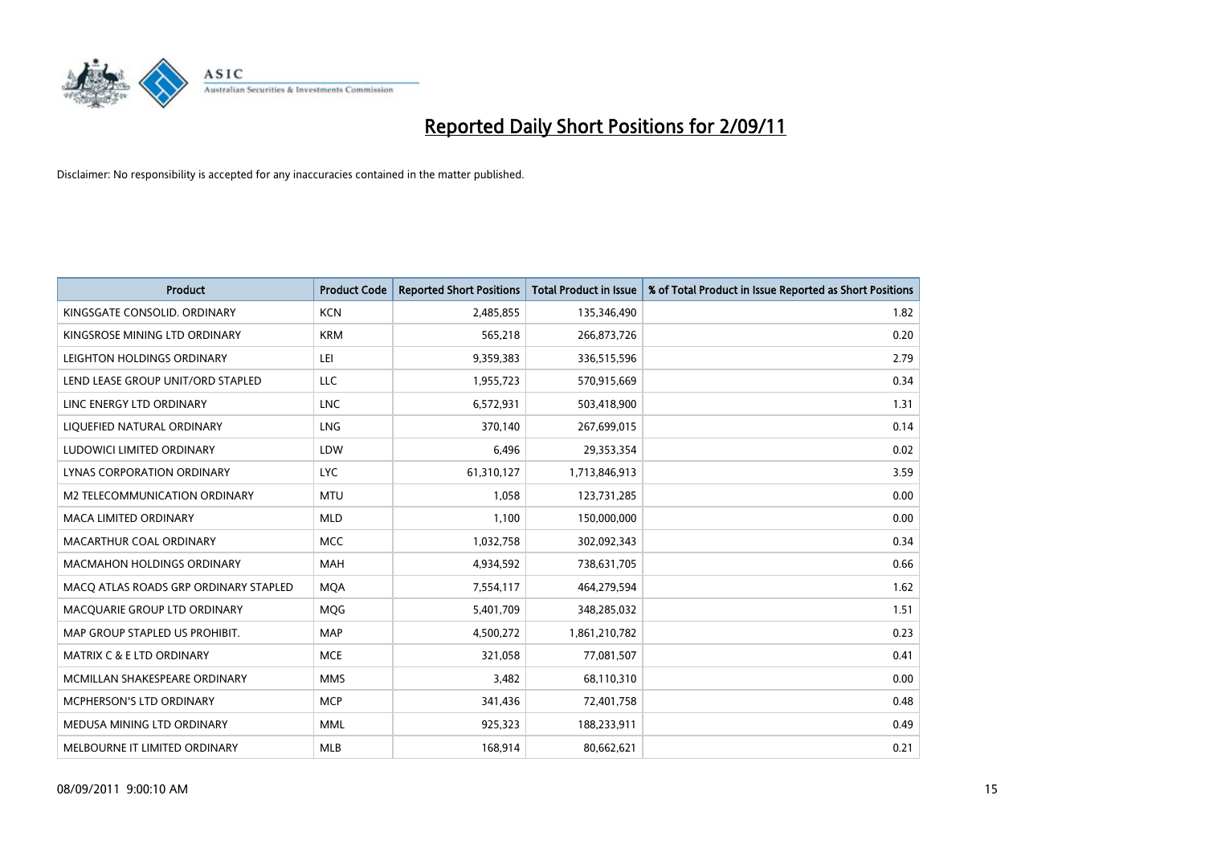# Reported Daily Short Positions for 2/09/11

Disclaimer: No responsibility is accepted for any inaccuracies contained in the matter published.

| Product | Product Code | Reported Short Positions | Total Product in Issue | % of Total Product in Issue Reported as Short Positions |
| --- | --- | --- | --- | --- |
| KINGSGATE CONSOLID. ORDINARY | KCN | 2,485,855 | 135,346,490 | 1.82 |
| KINGSROSE MINING LTD ORDINARY | KRM | 565,218 | 266,873,726 | 0.20 |
| LEIGHTON HOLDINGS ORDINARY | LEI | 9,359,383 | 336,515,596 | 2.79 |
| LEND LEASE GROUP UNIT/ORD STAPLED | LLC | 1,955,723 | 570,915,669 | 0.34 |
| LINC ENERGY LTD ORDINARY | LNC | 6,572,931 | 503,418,900 | 1.31 |
| LIQUEFIED NATURAL ORDINARY | LNG | 370,140 | 267,699,015 | 0.14 |
| LUDOWICI LIMITED ORDINARY | LDW | 6,496 | 29,353,354 | 0.02 |
| LYNAS CORPORATION ORDINARY | LYC | 61,310,127 | 1,713,846,913 | 3.59 |
| M2 TELECOMMUNICATION ORDINARY | MTU | 1,058 | 123,731,285 | 0.00 |
| MACA LIMITED ORDINARY | MLD | 1,100 | 150,000,000 | 0.00 |
| MACARTHUR COAL ORDINARY | MCC | 1,032,758 | 302,092,343 | 0.34 |
| MACMAHON HOLDINGS ORDINARY | MAH | 4,934,592 | 738,631,705 | 0.66 |
| MACQ ATLAS ROADS GRP ORDINARY STAPLED | MQA | 7,554,117 | 464,279,594 | 1.62 |
| MACQUARIE GROUP LTD ORDINARY | MQG | 5,401,709 | 348,285,032 | 1.51 |
| MAP GROUP STAPLED US PROHIBIT. | MAP | 4,500,272 | 1,861,210,782 | 0.23 |
| MATRIX C & E LTD ORDINARY | MCE | 321,058 | 77,081,507 | 0.41 |
| MCMILLAN SHAKESPEARE ORDINARY | MMS | 3,482 | 68,110,310 | 0.00 |
| MCPHERSON'S LTD ORDINARY | MCP | 341,436 | 72,401,758 | 0.48 |
| MEDUSA MINING LTD ORDINARY | MML | 925,323 | 188,233,911 | 0.49 |
| MELBOURNE IT LIMITED ORDINARY | MLB | 168,914 | 80,662,621 | 0.21 |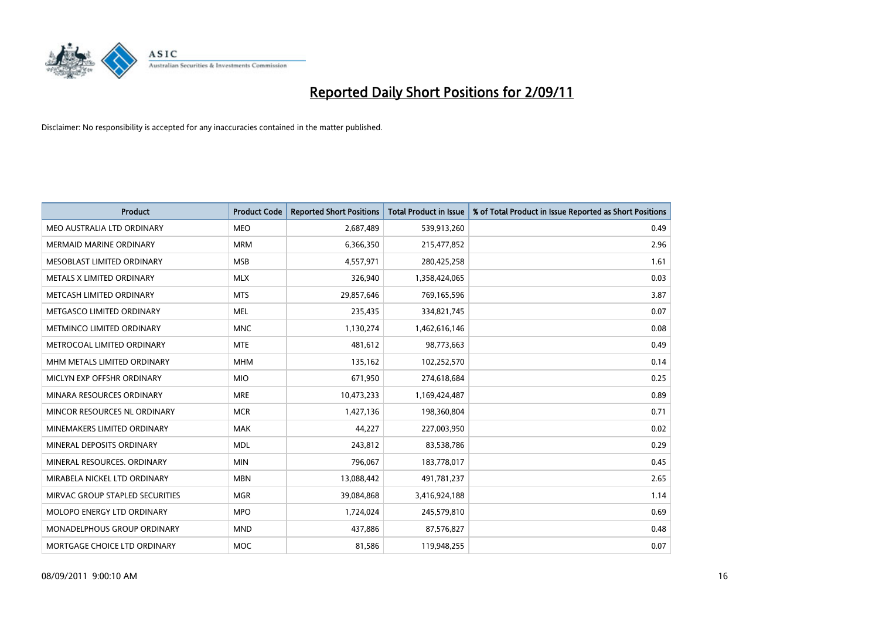# Reported Daily Short Positions for 2/09/11

Disclaimer: No responsibility is accepted for any inaccuracies contained in the matter published.

| Product | Product Code | Reported Short Positions | Total Product in Issue | % of Total Product in Issue Reported as Short Positions |
|---|---|---|---|---|
| MEO AUSTRALIA LTD ORDINARY | MEO | 2,687,489 | 539,913,260 | 0.49 |
| MERMAID MARINE ORDINARY | MRM | 6,366,350 | 215,477,852 | 2.96 |
| MESOBLAST LIMITED ORDINARY | MSB | 4,557,971 | 280,425,258 | 1.61 |
| METALS X LIMITED ORDINARY | MLX | 326,940 | 1,358,424,065 | 0.03 |
| METCASH LIMITED ORDINARY | MTS | 29,857,646 | 769,165,596 | 3.87 |
| METGASCO LIMITED ORDINARY | MEL | 235,435 | 334,821,745 | 0.07 |
| METMINCO LIMITED ORDINARY | MNC | 1,130,274 | 1,462,616,146 | 0.08 |
| METROCOAL LIMITED ORDINARY | MTE | 481,612 | 98,773,663 | 0.49 |
| MHM METALS LIMITED ORDINARY | MHM | 135,162 | 102,252,570 | 0.14 |
| MICLYN EXP OFFSHR ORDINARY | MIO | 671,950 | 274,618,684 | 0.25 |
| MINARA RESOURCES ORDINARY | MRE | 10,473,233 | 1,169,424,487 | 0.89 |
| MINCOR RESOURCES NL ORDINARY | MCR | 1,427,136 | 198,360,804 | 0.71 |
| MINEMAKERS LIMITED ORDINARY | MAK | 44,227 | 227,003,950 | 0.02 |
| MINERAL DEPOSITS ORDINARY | MDL | 243,812 | 83,538,786 | 0.29 |
| MINERAL RESOURCES. ORDINARY | MIN | 796,067 | 183,778,017 | 0.45 |
| MIRABELA NICKEL LTD ORDINARY | MBN | 13,088,442 | 491,781,237 | 2.65 |
| MIRVAC GROUP STAPLED SECURITIES | MGR | 39,084,868 | 3,416,924,188 | 1.14 |
| MOLOPO ENERGY LTD ORDINARY | MPO | 1,724,024 | 245,579,810 | 0.69 |
| MONADELPHOUS GROUP ORDINARY | MND | 437,886 | 87,576,827 | 0.48 |
| MORTGAGE CHOICE LTD ORDINARY | MOC | 81,586 | 119,948,255 | 0.07 |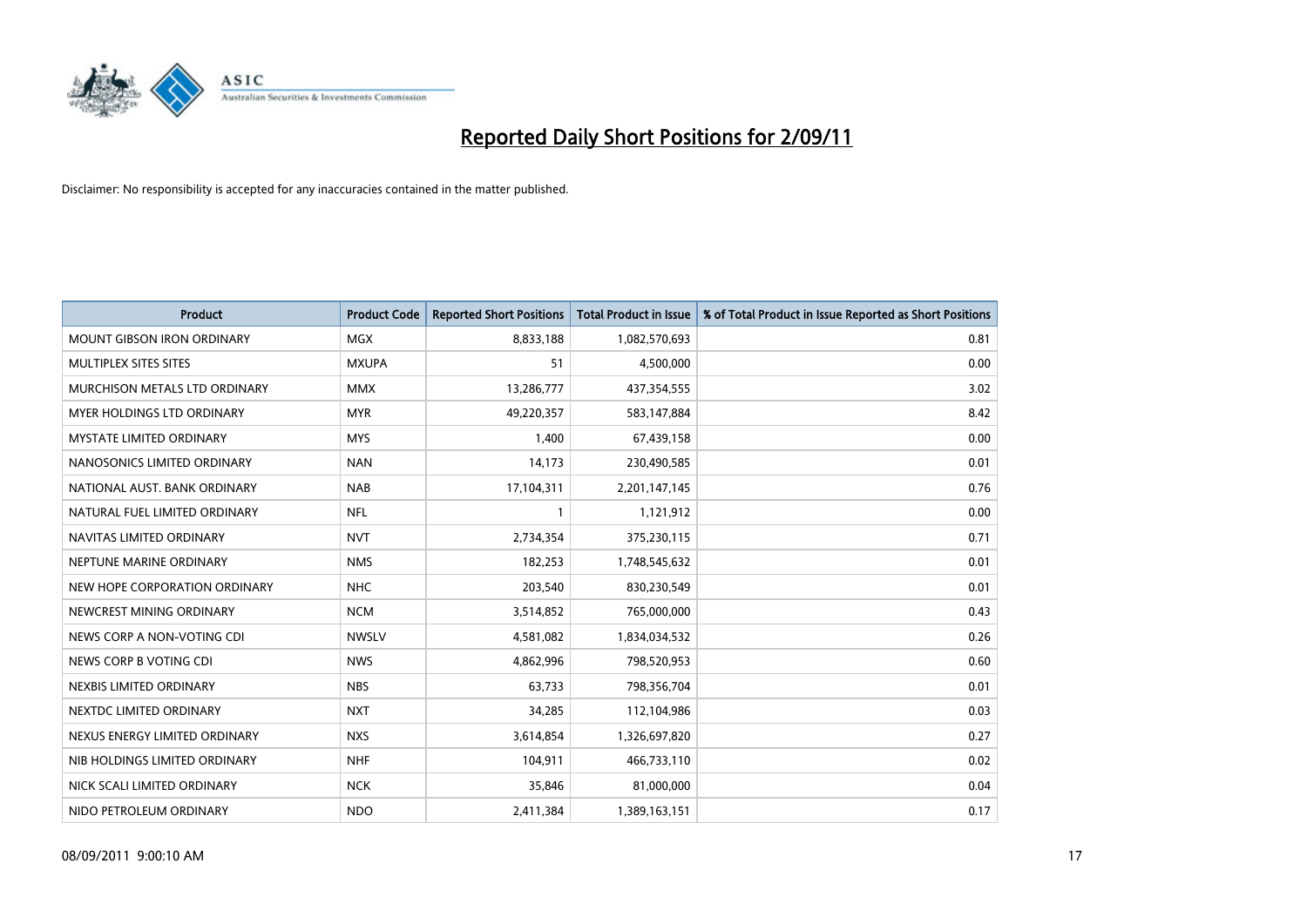# Reported Daily Short Positions for 2/09/11

Disclaimer: No responsibility is accepted for any inaccuracies contained in the matter published.

| Product | Product Code | Reported Short Positions | Total Product in Issue | % of Total Product in Issue Reported as Short Positions |
|---|---|---|---|---|
| MOUNT GIBSON IRON ORDINARY | MGX | 8,833,188 | 1,082,570,693 | 0.81 |
| MULTIPLEX SITES SITES | MXUPA | 51 | 4,500,000 | 0.00 |
| MURCHISON METALS LTD ORDINARY | MMX | 13,286,777 | 437,354,555 | 3.02 |
| MYER HOLDINGS LTD ORDINARY | MYR | 49,220,357 | 583,147,884 | 8.42 |
| MYSTATE LIMITED ORDINARY | MYS | 1,400 | 67,439,158 | 0.00 |
| NANOSONICS LIMITED ORDINARY | NAN | 14,173 | 230,490,585 | 0.01 |
| NATIONAL AUST. BANK ORDINARY | NAB | 17,104,311 | 2,201,147,145 | 0.76 |
| NATURAL FUEL LIMITED ORDINARY | NFL | 1 | 1,121,912 | 0.00 |
| NAVITAS LIMITED ORDINARY | NVT | 2,734,354 | 375,230,115 | 0.71 |
| NEPTUNE MARINE ORDINARY | NMS | 182,253 | 1,748,545,632 | 0.01 |
| NEW HOPE CORPORATION ORDINARY | NHC | 203,540 | 830,230,549 | 0.01 |
| NEWCREST MINING ORDINARY | NCM | 3,514,852 | 765,000,000 | 0.43 |
| NEWS CORP A NON-VOTING CDI | NWSLV | 4,581,082 | 1,834,034,532 | 0.26 |
| NEWS CORP B VOTING CDI | NWS | 4,862,996 | 798,520,953 | 0.60 |
| NEXBIS LIMITED ORDINARY | NBS | 63,733 | 798,356,704 | 0.01 |
| NEXTDC LIMITED ORDINARY | NXT | 34,285 | 112,104,986 | 0.03 |
| NEXUS ENERGY LIMITED ORDINARY | NXS | 3,614,854 | 1,326,697,820 | 0.27 |
| NIB HOLDINGS LIMITED ORDINARY | NHF | 104,911 | 466,733,110 | 0.02 |
| NICK SCALI LIMITED ORDINARY | NCK | 35,846 | 81,000,000 | 0.04 |
| NIDO PETROLEUM ORDINARY | NDO | 2,411,384 | 1,389,163,151 | 0.17 |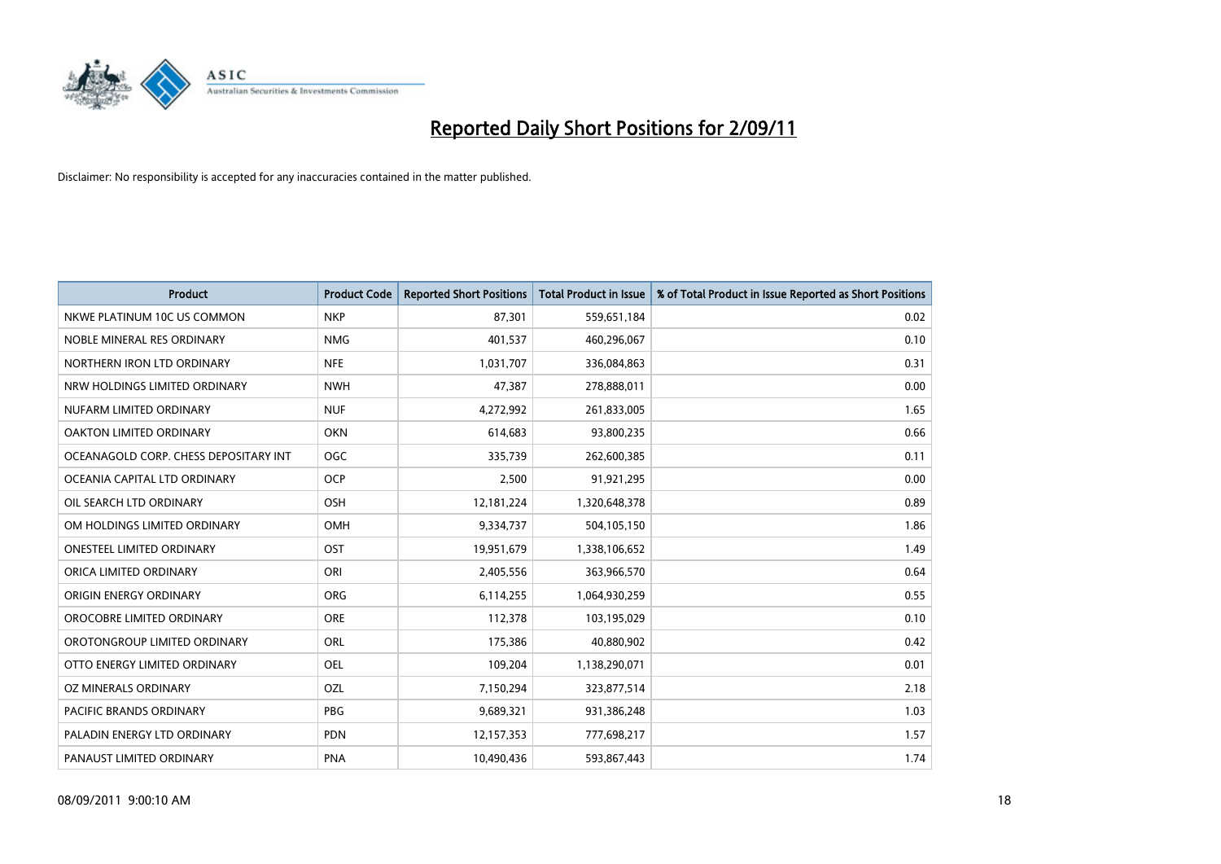# Reported Daily Short Positions for 2/09/11

Disclaimer: No responsibility is accepted for any inaccuracies contained in the matter published.

| Product | Product Code | Reported Short Positions | Total Product in Issue | % of Total Product in Issue Reported as Short Positions |
|---|---|---|---|---|
| NKWE PLATINUM 10C US COMMON | NKP | 87,301 | 559,651,184 | 0.02 |
| NOBLE MINERAL RES ORDINARY | NMG | 401,537 | 460,296,067 | 0.10 |
| NORTHERN IRON LTD ORDINARY | NFE | 1,031,707 | 336,084,863 | 0.31 |
| NRW HOLDINGS LIMITED ORDINARY | NWH | 47,387 | 278,888,011 | 0.00 |
| NUFARM LIMITED ORDINARY | NUF | 4,272,992 | 261,833,005 | 1.65 |
| OAKTON LIMITED ORDINARY | OKN | 614,683 | 93,800,235 | 0.66 |
| OCEANAGOLD CORP. CHESS DEPOSITARY INT | OGC | 335,739 | 262,600,385 | 0.11 |
| OCEANIA CAPITAL LTD ORDINARY | OCP | 2,500 | 91,921,295 | 0.00 |
| OIL SEARCH LTD ORDINARY | OSH | 12,181,224 | 1,320,648,378 | 0.89 |
| OM HOLDINGS LIMITED ORDINARY | OMH | 9,334,737 | 504,105,150 | 1.86 |
| ONESTEEL LIMITED ORDINARY | OST | 19,951,679 | 1,338,106,652 | 1.49 |
| ORICA LIMITED ORDINARY | ORI | 2,405,556 | 363,966,570 | 0.64 |
| ORIGIN ENERGY ORDINARY | ORG | 6,114,255 | 1,064,930,259 | 0.55 |
| OROCOBRE LIMITED ORDINARY | ORE | 112,378 | 103,195,029 | 0.10 |
| OROTONGROUP LIMITED ORDINARY | ORL | 175,386 | 40,880,902 | 0.42 |
| OTTO ENERGY LIMITED ORDINARY | OEL | 109,204 | 1,138,290,071 | 0.01 |
| OZ MINERALS ORDINARY | OZL | 7,150,294 | 323,877,514 | 2.18 |
| PACIFIC BRANDS ORDINARY | PBG | 9,689,321 | 931,386,248 | 1.03 |
| PALADIN ENERGY LTD ORDINARY | PDN | 12,157,353 | 777,698,217 | 1.57 |
| PANAUST LIMITED ORDINARY | PNA | 10,490,436 | 593,867,443 | 1.74 |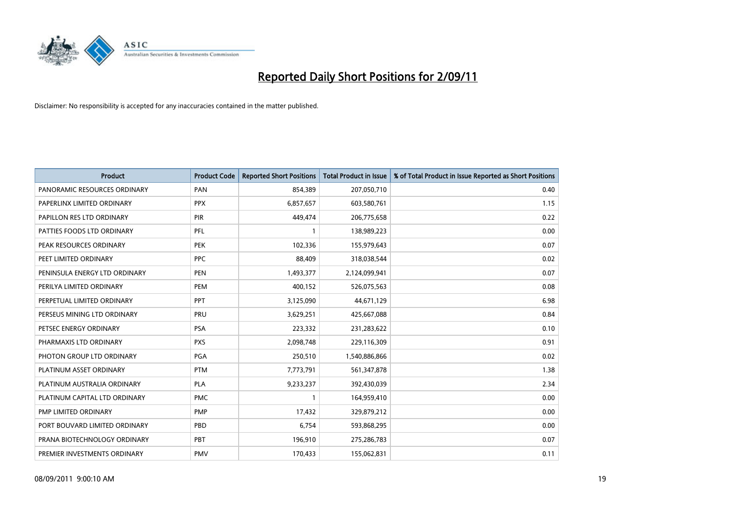# Reported Daily Short Positions for 2/09/11

Disclaimer: No responsibility is accepted for any inaccuracies contained in the matter published.

| Product | Product Code | Reported Short Positions | Total Product in Issue | % of Total Product in Issue Reported as Short Positions |
| --- | --- | --- | --- | --- |
| PANORAMIC RESOURCES ORDINARY | PAN | 854,389 | 207,050,710 | 0.40 |
| PAPERLINX LIMITED ORDINARY | PPX | 6,857,657 | 603,580,761 | 1.15 |
| PAPILLON RES LTD ORDINARY | PIR | 449,474 | 206,775,658 | 0.22 |
| PATTIES FOODS LTD ORDINARY | PFL | 1 | 138,989,223 | 0.00 |
| PEAK RESOURCES ORDINARY | PEK | 102,336 | 155,979,643 | 0.07 |
| PEET LIMITED ORDINARY | PPC | 88,409 | 318,038,544 | 0.02 |
| PENINSULA ENERGY LTD ORDINARY | PEN | 1,493,377 | 2,124,099,941 | 0.07 |
| PERILYA LIMITED ORDINARY | PEM | 400,152 | 526,075,563 | 0.08 |
| PERPETUAL LIMITED ORDINARY | PPT | 3,125,090 | 44,671,129 | 6.98 |
| PERSEUS MINING LTD ORDINARY | PRU | 3,629,251 | 425,667,088 | 0.84 |
| PETSEC ENERGY ORDINARY | PSA | 223,332 | 231,283,622 | 0.10 |
| PHARMAXIS LTD ORDINARY | PXS | 2,098,748 | 229,116,309 | 0.91 |
| PHOTON GROUP LTD ORDINARY | PGA | 250,510 | 1,540,886,866 | 0.02 |
| PLATINUM ASSET ORDINARY | PTM | 7,773,791 | 561,347,878 | 1.38 |
| PLATINUM AUSTRALIA ORDINARY | PLA | 9,233,237 | 392,430,039 | 2.34 |
| PLATINUM CAPITAL LTD ORDINARY | PMC | 1 | 164,959,410 | 0.00 |
| PMP LIMITED ORDINARY | PMP | 17,432 | 329,879,212 | 0.00 |
| PORT BOUVARD LIMITED ORDINARY | PBD | 6,754 | 593,868,295 | 0.00 |
| PRANA BIOTECHNOLOGY ORDINARY | PBT | 196,910 | 275,286,783 | 0.07 |
| PREMIER INVESTMENTS ORDINARY | PMV | 170,433 | 155,062,831 | 0.11 |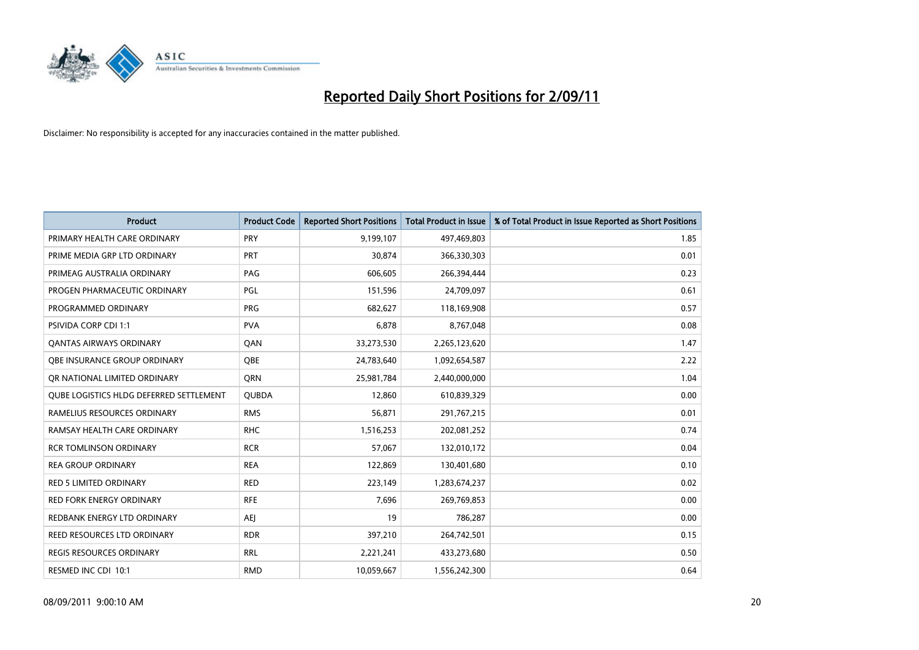# Reported Daily Short Positions for 2/09/11

Disclaimer: No responsibility is accepted for any inaccuracies contained in the matter published.

| Product | Product Code | Reported Short Positions | Total Product in Issue | % of Total Product in Issue Reported as Short Positions |
|---|---|---|---|---|
| PRIMARY HEALTH CARE ORDINARY | PRY | 9,199,107 | 497,469,803 | 1.85 |
| PRIME MEDIA GRP LTD ORDINARY | PRT | 30,874 | 366,330,303 | 0.01 |
| PRIMEAG AUSTRALIA ORDINARY | PAG | 606,605 | 266,394,444 | 0.23 |
| PROGEN PHARMACEUTIC ORDINARY | PGL | 151,596 | 24,709,097 | 0.61 |
| PROGRAMMED ORDINARY | PRG | 682,627 | 118,169,908 | 0.57 |
| PSIVIDA CORP CDI 1:1 | PVA | 6,878 | 8,767,048 | 0.08 |
| QANTAS AIRWAYS ORDINARY | QAN | 33,273,530 | 2,265,123,620 | 1.47 |
| QBE INSURANCE GROUP ORDINARY | QBE | 24,783,640 | 1,092,654,587 | 2.22 |
| QR NATIONAL LIMITED ORDINARY | QRN | 25,981,784 | 2,440,000,000 | 1.04 |
| QUBE LOGISTICS HLDG DEFERRED SETTLEMENT | QUBDA | 12,860 | 610,839,329 | 0.00 |
| RAMELIUS RESOURCES ORDINARY | RMS | 56,871 | 291,767,215 | 0.01 |
| RAMSAY HEALTH CARE ORDINARY | RHC | 1,516,253 | 202,081,252 | 0.74 |
| RCR TOMLINSON ORDINARY | RCR | 57,067 | 132,010,172 | 0.04 |
| REA GROUP ORDINARY | REA | 122,869 | 130,401,680 | 0.10 |
| RED 5 LIMITED ORDINARY | RED | 223,149 | 1,283,674,237 | 0.02 |
| RED FORK ENERGY ORDINARY | RFE | 7,696 | 269,769,853 | 0.00 |
| REDBANK ENERGY LTD ORDINARY | AEJ | 19 | 786,287 | 0.00 |
| REED RESOURCES LTD ORDINARY | RDR | 397,210 | 264,742,501 | 0.15 |
| REGIS RESOURCES ORDINARY | RRL | 2,221,241 | 433,273,680 | 0.50 |
| RESMED INC CDI 10:1 | RMD | 10,059,667 | 1,556,242,300 | 0.64 |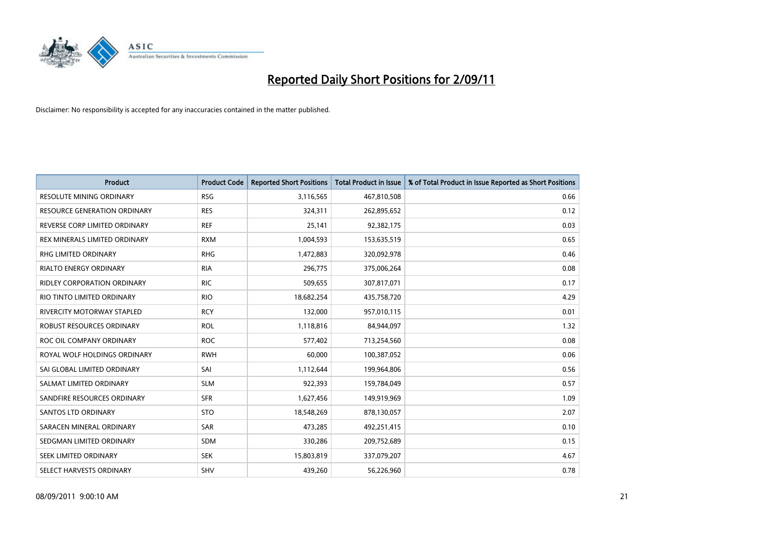# Reported Daily Short Positions for 2/09/11

Disclaimer: No responsibility is accepted for any inaccuracies contained in the matter published.

| Product | Product Code | Reported Short Positions | Total Product in Issue | % of Total Product in Issue Reported as Short Positions |
|---|---|---|---|---|
| RESOLUTE MINING ORDINARY | RSG | 3,116,565 | 467,810,508 | 0.66 |
| RESOURCE GENERATION ORDINARY | RES | 324,311 | 262,895,652 | 0.12 |
| REVERSE CORP LIMITED ORDINARY | REF | 25,141 | 92,382,175 | 0.03 |
| REX MINERALS LIMITED ORDINARY | RXM | 1,004,593 | 153,635,519 | 0.65 |
| RHG LIMITED ORDINARY | RHG | 1,472,883 | 320,092,978 | 0.46 |
| RIALTO ENERGY ORDINARY | RIA | 296,775 | 375,006,264 | 0.08 |
| RIDLEY CORPORATION ORDINARY | RIC | 509,655 | 307,817,071 | 0.17 |
| RIO TINTO LIMITED ORDINARY | RIO | 18,682,254 | 435,758,720 | 4.29 |
| RIVERCITY MOTORWAY STAPLED | RCY | 132,000 | 957,010,115 | 0.01 |
| ROBUST RESOURCES ORDINARY | ROL | 1,118,816 | 84,944,097 | 1.32 |
| ROC OIL COMPANY ORDINARY | ROC | 577,402 | 713,254,560 | 0.08 |
| ROYAL WOLF HOLDINGS ORDINARY | RWH | 60,000 | 100,387,052 | 0.06 |
| SAI GLOBAL LIMITED ORDINARY | SAI | 1,112,644 | 199,964,806 | 0.56 |
| SALMAT LIMITED ORDINARY | SLM | 922,393 | 159,784,049 | 0.57 |
| SANDFIRE RESOURCES ORDINARY | SFR | 1,627,456 | 149,919,969 | 1.09 |
| SANTOS LTD ORDINARY | STO | 18,548,269 | 878,130,057 | 2.07 |
| SARACEN MINERAL ORDINARY | SAR | 473,285 | 492,251,415 | 0.10 |
| SEDGMAN LIMITED ORDINARY | SDM | 330,286 | 209,752,689 | 0.15 |
| SEEK LIMITED ORDINARY | SEK | 15,803,819 | 337,079,207 | 4.67 |
| SELECT HARVESTS ORDINARY | SHV | 439,260 | 56,226,960 | 0.78 |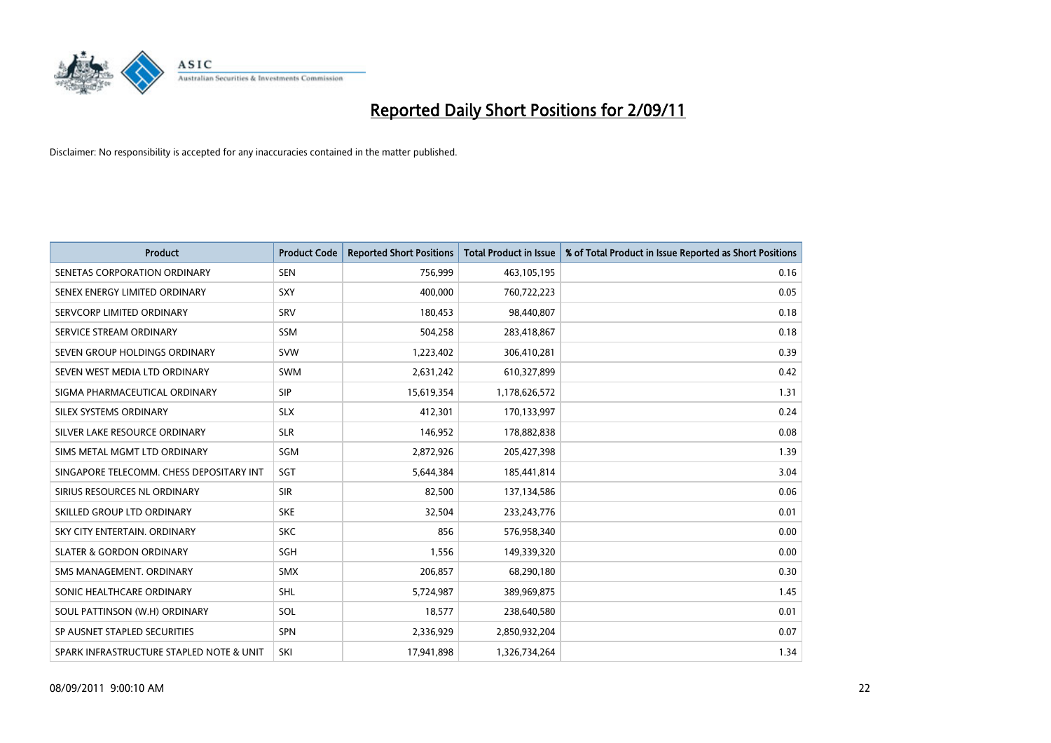# Reported Daily Short Positions for 2/09/11

Disclaimer: No responsibility is accepted for any inaccuracies contained in the matter published.

| Product | Product Code | Reported Short Positions | Total Product in Issue | % of Total Product in Issue Reported as Short Positions |
|---|---|---|---|---|
| SENETAS CORPORATION ORDINARY | SEN | 756,999 | 463,105,195 | 0.16 |
| SENEX ENERGY LIMITED ORDINARY | SXY | 400,000 | 760,722,223 | 0.05 |
| SERVCORP LIMITED ORDINARY | SRV | 180,453 | 98,440,807 | 0.18 |
| SERVICE STREAM ORDINARY | SSM | 504,258 | 283,418,867 | 0.18 |
| SEVEN GROUP HOLDINGS ORDINARY | SVW | 1,223,402 | 306,410,281 | 0.39 |
| SEVEN WEST MEDIA LTD ORDINARY | SWM | 2,631,242 | 610,327,899 | 0.42 |
| SIGMA PHARMACEUTICAL ORDINARY | SIP | 15,619,354 | 1,178,626,572 | 1.31 |
| SILEX SYSTEMS ORDINARY | SLX | 412,301 | 170,133,997 | 0.24 |
| SILVER LAKE RESOURCE ORDINARY | SLR | 146,952 | 178,882,838 | 0.08 |
| SIMS METAL MGMT LTD ORDINARY | SGM | 2,872,926 | 205,427,398 | 1.39 |
| SINGAPORE TELECOMM. CHESS DEPOSITARY INT | SGT | 5,644,384 | 185,441,814 | 3.04 |
| SIRIUS RESOURCES NL ORDINARY | SIR | 82,500 | 137,134,586 | 0.06 |
| SKILLED GROUP LTD ORDINARY | SKE | 32,504 | 233,243,776 | 0.01 |
| SKY CITY ENTERTAIN. ORDINARY | SKC | 856 | 576,958,340 | 0.00 |
| SLATER & GORDON ORDINARY | SGH | 1,556 | 149,339,320 | 0.00 |
| SMS MANAGEMENT. ORDINARY | SMX | 206,857 | 68,290,180 | 0.30 |
| SONIC HEALTHCARE ORDINARY | SHL | 5,724,987 | 389,969,875 | 1.45 |
| SOUL PATTINSON (W.H) ORDINARY | SOL | 18,577 | 238,640,580 | 0.01 |
| SP AUSNET STAPLED SECURITIES | SPN | 2,336,929 | 2,850,932,204 | 0.07 |
| SPARK INFRASTRUCTURE STAPLED NOTE & UNIT | SKI | 17,941,898 | 1,326,734,264 | 1.34 |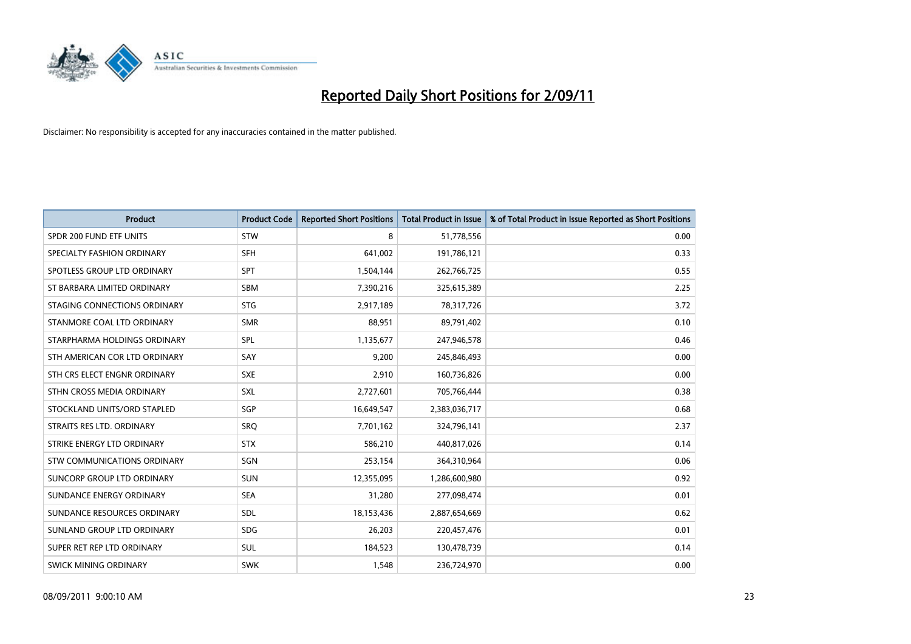# Reported Daily Short Positions for 2/09/11

Disclaimer: No responsibility is accepted for any inaccuracies contained in the matter published.

| Product | Product Code | Reported Short Positions | Total Product in Issue | % of Total Product in Issue Reported as Short Positions |
|---|---|---|---|---|
| SPDR 200 FUND ETF UNITS | STW | 8 | 51,778,556 | 0.00 |
| SPECIALTY FASHION ORDINARY | SFH | 641,002 | 191,786,121 | 0.33 |
| SPOTLESS GROUP LTD ORDINARY | SPT | 1,504,144 | 262,766,725 | 0.55 |
| ST BARBARA LIMITED ORDINARY | SBM | 7,390,216 | 325,615,389 | 2.25 |
| STAGING CONNECTIONS ORDINARY | STG | 2,917,189 | 78,317,726 | 3.72 |
| STANMORE COAL LTD ORDINARY | SMR | 88,951 | 89,791,402 | 0.10 |
| STARPHARMA HOLDINGS ORDINARY | SPL | 1,135,677 | 247,946,578 | 0.46 |
| STH AMERICAN COR LTD ORDINARY | SAY | 9,200 | 245,846,493 | 0.00 |
| STH CRS ELECT ENGNR ORDINARY | SXE | 2,910 | 160,736,826 | 0.00 |
| STHN CROSS MEDIA ORDINARY | SXL | 2,727,601 | 705,766,444 | 0.38 |
| STOCKLAND UNITS/ORD STAPLED | SGP | 16,649,547 | 2,383,036,717 | 0.68 |
| STRAITS RES LTD. ORDINARY | SRQ | 7,701,162 | 324,796,141 | 2.37 |
| STRIKE ENERGY LTD ORDINARY | STX | 586,210 | 440,817,026 | 0.14 |
| STW COMMUNICATIONS ORDINARY | SGN | 253,154 | 364,310,964 | 0.06 |
| SUNCORP GROUP LTD ORDINARY | SUN | 12,355,095 | 1,286,600,980 | 0.92 |
| SUNDANCE ENERGY ORDINARY | SEA | 31,280 | 277,098,474 | 0.01 |
| SUNDANCE RESOURCES ORDINARY | SDL | 18,153,436 | 2,887,654,669 | 0.62 |
| SUNLAND GROUP LTD ORDINARY | SDG | 26,203 | 220,457,476 | 0.01 |
| SUPER RET REP LTD ORDINARY | SUL | 184,523 | 130,478,739 | 0.14 |
| SWICK MINING ORDINARY | SWK | 1,548 | 236,724,970 | 0.00 |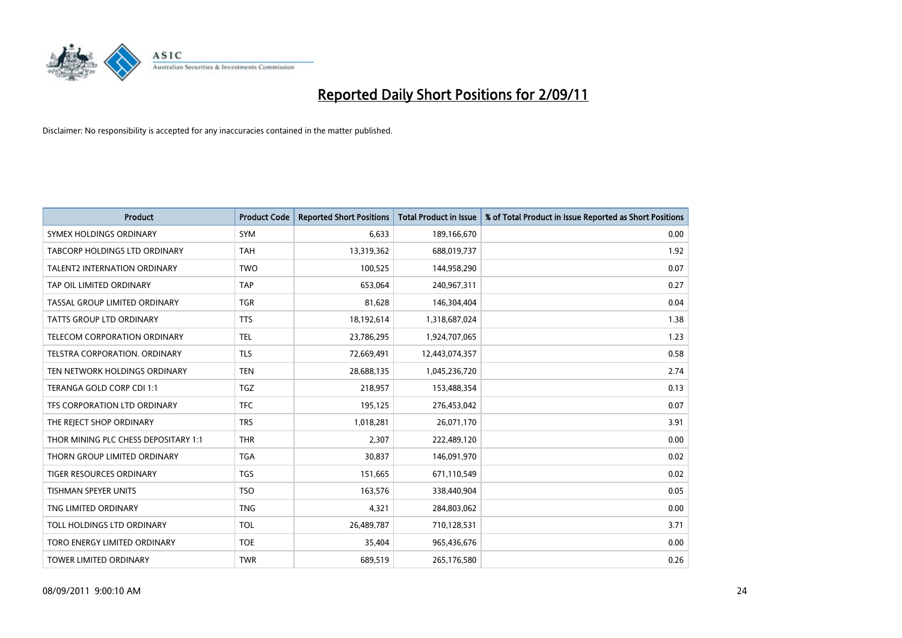# Reported Daily Short Positions for 2/09/11

Disclaimer: No responsibility is accepted for any inaccuracies contained in the matter published.

| Product | Product Code | Reported Short Positions | Total Product in Issue | % of Total Product in Issue Reported as Short Positions |
|---|---|---|---|---|
| SYMEX HOLDINGS ORDINARY | SYM | 6,633 | 189,166,670 | 0.00 |
| TABCORP HOLDINGS LTD ORDINARY | TAH | 13,319,362 | 688,019,737 | 1.92 |
| TALENT2 INTERNATION ORDINARY | TWO | 100,525 | 144,958,290 | 0.07 |
| TAP OIL LIMITED ORDINARY | TAP | 653,064 | 240,967,311 | 0.27 |
| TASSAL GROUP LIMITED ORDINARY | TGR | 81,628 | 146,304,404 | 0.04 |
| TATTS GROUP LTD ORDINARY | TTS | 18,192,614 | 1,318,687,024 | 1.38 |
| TELECOM CORPORATION ORDINARY | TEL | 23,786,295 | 1,924,707,065 | 1.23 |
| TELSTRA CORPORATION. ORDINARY | TLS | 72,669,491 | 12,443,074,357 | 0.58 |
| TEN NETWORK HOLDINGS ORDINARY | TEN | 28,688,135 | 1,045,236,720 | 2.74 |
| TERANGA GOLD CORP CDI 1:1 | TGZ | 218,957 | 153,488,354 | 0.13 |
| TFS CORPORATION LTD ORDINARY | TFC | 195,125 | 276,453,042 | 0.07 |
| THE REJECT SHOP ORDINARY | TRS | 1,018,281 | 26,071,170 | 3.91 |
| THOR MINING PLC CHESS DEPOSITARY 1:1 | THR | 2,307 | 222,489,120 | 0.00 |
| THORN GROUP LIMITED ORDINARY | TGA | 30,837 | 146,091,970 | 0.02 |
| TIGER RESOURCES ORDINARY | TGS | 151,665 | 671,110,549 | 0.02 |
| TISHMAN SPEYER UNITS | TSO | 163,576 | 338,440,904 | 0.05 |
| TNG LIMITED ORDINARY | TNG | 4,321 | 284,803,062 | 0.00 |
| TOLL HOLDINGS LTD ORDINARY | TOL | 26,489,787 | 710,128,531 | 3.71 |
| TORO ENERGY LIMITED ORDINARY | TOE | 35,404 | 965,436,676 | 0.00 |
| TOWER LIMITED ORDINARY | TWR | 689,519 | 265,176,580 | 0.26 |

08/09/2011 9:00:10 AM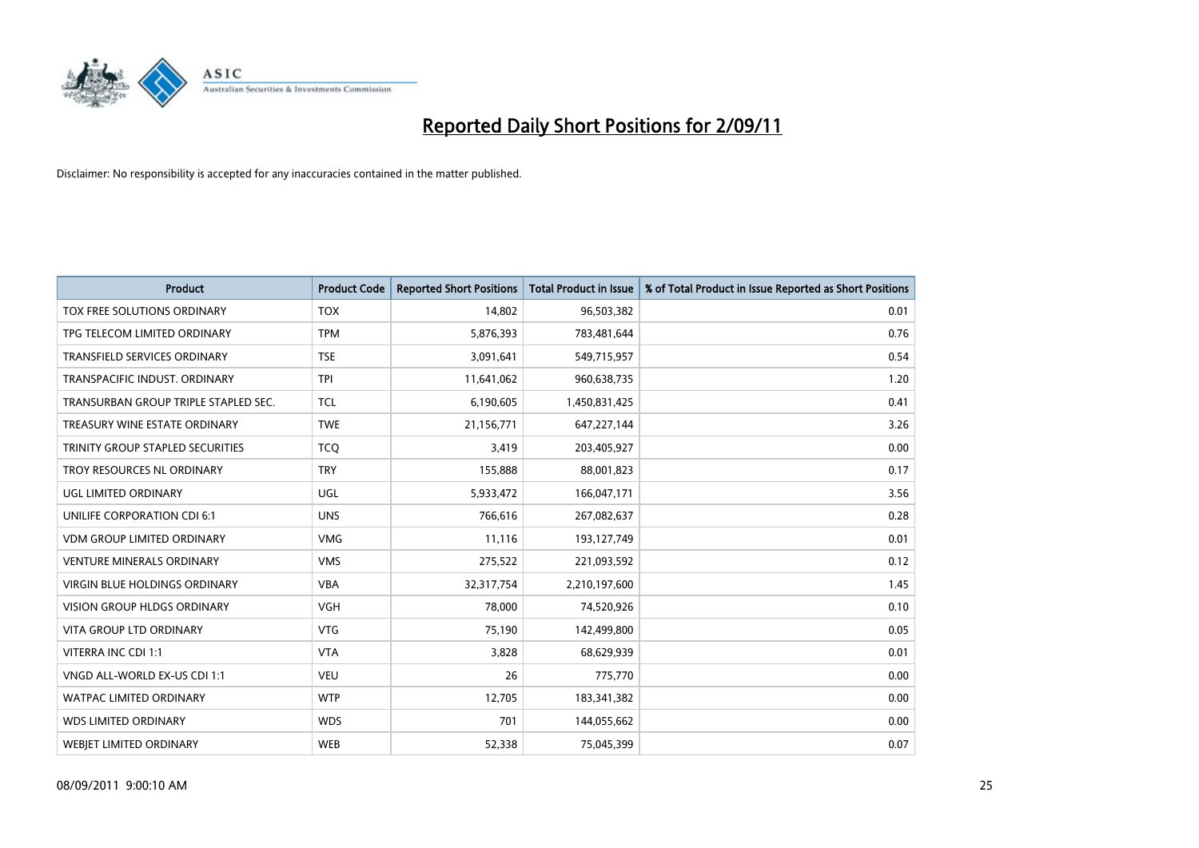# Reported Daily Short Positions for 2/09/11

Disclaimer: No responsibility is accepted for any inaccuracies contained in the matter published.

| Product | Product Code | Reported Short Positions | Total Product in Issue | % of Total Product in Issue Reported as Short Positions |
|---|---|---|---|---|
| TOX FREE SOLUTIONS ORDINARY | TOX | 14,802 | 96,503,382 | 0.01 |
| TPG TELECOM LIMITED ORDINARY | TPM | 5,876,393 | 783,481,644 | 0.76 |
| TRANSFIELD SERVICES ORDINARY | TSE | 3,091,641 | 549,715,957 | 0.54 |
| TRANSPACIFIC INDUST. ORDINARY | TPI | 11,641,062 | 960,638,735 | 1.20 |
| TRANSURBAN GROUP TRIPLE STAPLED SEC. | TCL | 6,190,605 | 1,450,831,425 | 0.41 |
| TREASURY WINE ESTATE ORDINARY | TWE | 21,156,771 | 647,227,144 | 3.26 |
| TRINITY GROUP STAPLED SECURITIES | TCQ | 3,419 | 203,405,927 | 0.00 |
| TROY RESOURCES NL ORDINARY | TRY | 155,888 | 88,001,823 | 0.17 |
| UGL LIMITED ORDINARY | UGL | 5,933,472 | 166,047,171 | 3.56 |
| UNILIFE CORPORATION CDI 6:1 | UNS | 766,616 | 267,082,637 | 0.28 |
| VDM GROUP LIMITED ORDINARY | VMG | 11,116 | 193,127,749 | 0.01 |
| VENTURE MINERALS ORDINARY | VMS | 275,522 | 221,093,592 | 0.12 |
| VIRGIN BLUE HOLDINGS ORDINARY | VBA | 32,317,754 | 2,210,197,600 | 1.45 |
| VISION GROUP HLDGS ORDINARY | VGH | 78,000 | 74,520,926 | 0.10 |
| VITA GROUP LTD ORDINARY | VTG | 75,190 | 142,499,800 | 0.05 |
| VITERRA INC CDI 1:1 | VTA | 3,828 | 68,629,939 | 0.01 |
| VNGD ALL-WORLD EX-US CDI 1:1 | VEU | 26 | 775,770 | 0.00 |
| WATPAC LIMITED ORDINARY | WTP | 12,705 | 183,341,382 | 0.00 |
| WDS LIMITED ORDINARY | WDS | 701 | 144,055,662 | 0.00 |
| WEBJET LIMITED ORDINARY | WEB | 52,338 | 75,045,399 | 0.07 |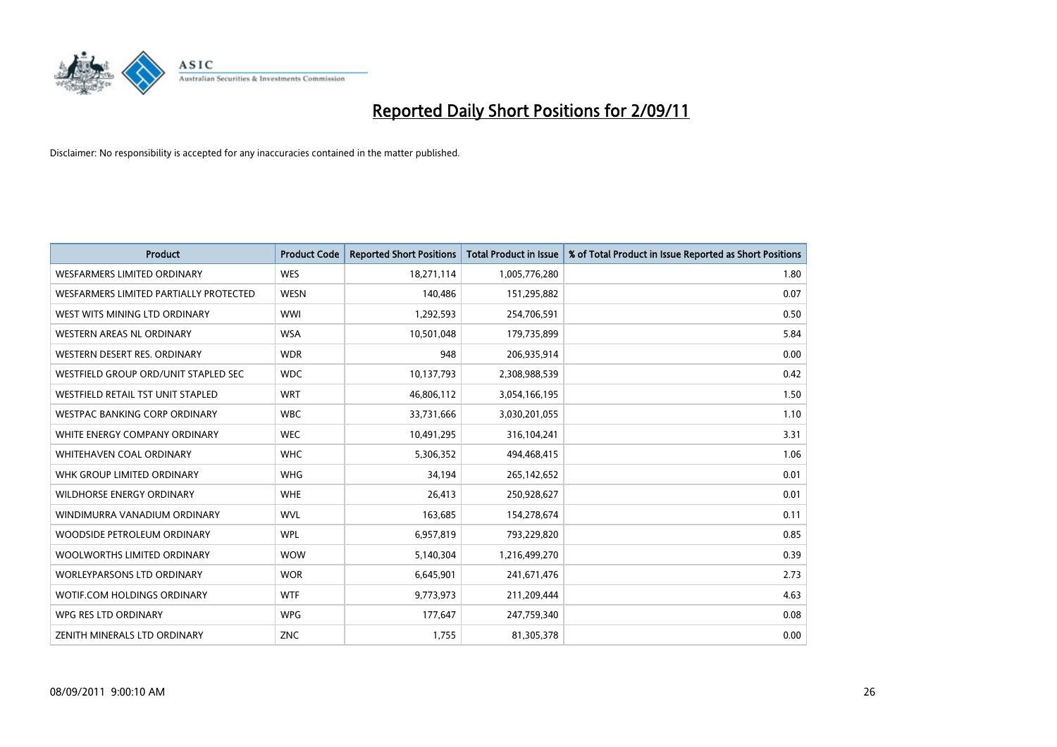# Reported Daily Short Positions for 2/09/11

Disclaimer: No responsibility is accepted for any inaccuracies contained in the matter published.

| Product | Product Code | Reported Short Positions | Total Product in Issue | % of Total Product in Issue Reported as Short Positions |
|---|---|---|---|---|
| WESFARMERS LIMITED ORDINARY | WES | 18,271,114 | 1,005,776,280 | 1.80 |
| WESFARMERS LIMITED PARTIALLY PROTECTED | WESN | 140,486 | 151,295,882 | 0.07 |
| WEST WITS MINING LTD ORDINARY | WWI | 1,292,593 | 254,706,591 | 0.50 |
| WESTERN AREAS NL ORDINARY | WSA | 10,501,048 | 179,735,899 | 5.84 |
| WESTERN DESERT RES. ORDINARY | WDR | 948 | 206,935,914 | 0.00 |
| WESTFIELD GROUP ORD/UNIT STAPLED SEC | WDC | 10,137,793 | 2,308,988,539 | 0.42 |
| WESTFIELD RETAIL TST UNIT STAPLED | WRT | 46,806,112 | 3,054,166,195 | 1.50 |
| WESTPAC BANKING CORP ORDINARY | WBC | 33,731,666 | 3,030,201,055 | 1.10 |
| WHITE ENERGY COMPANY ORDINARY | WEC | 10,491,295 | 316,104,241 | 3.31 |
| WHITEHAVEN COAL ORDINARY | WHC | 5,306,352 | 494,468,415 | 1.06 |
| WHK GROUP LIMITED ORDINARY | WHG | 34,194 | 265,142,652 | 0.01 |
| WILDHORSE ENERGY ORDINARY | WHE | 26,413 | 250,928,627 | 0.01 |
| WINDIMURRA VANADIUM ORDINARY | WVL | 163,685 | 154,278,674 | 0.11 |
| WOODSIDE PETROLEUM ORDINARY | WPL | 6,957,819 | 793,229,820 | 0.85 |
| WOOLWORTHS LIMITED ORDINARY | WOW | 5,140,304 | 1,216,499,270 | 0.39 |
| WORLEYPARSONS LTD ORDINARY | WOR | 6,645,901 | 241,671,476 | 2.73 |
| WOTIF.COM HOLDINGS ORDINARY | WTF | 9,773,973 | 211,209,444 | 4.63 |
| WPG RES LTD ORDINARY | WPG | 177,647 | 247,759,340 | 0.08 |
| ZENITH MINERALS LTD ORDINARY | ZNC | 1,755 | 81,305,378 | 0.00 |

08/09/2011 9:00:10 AM